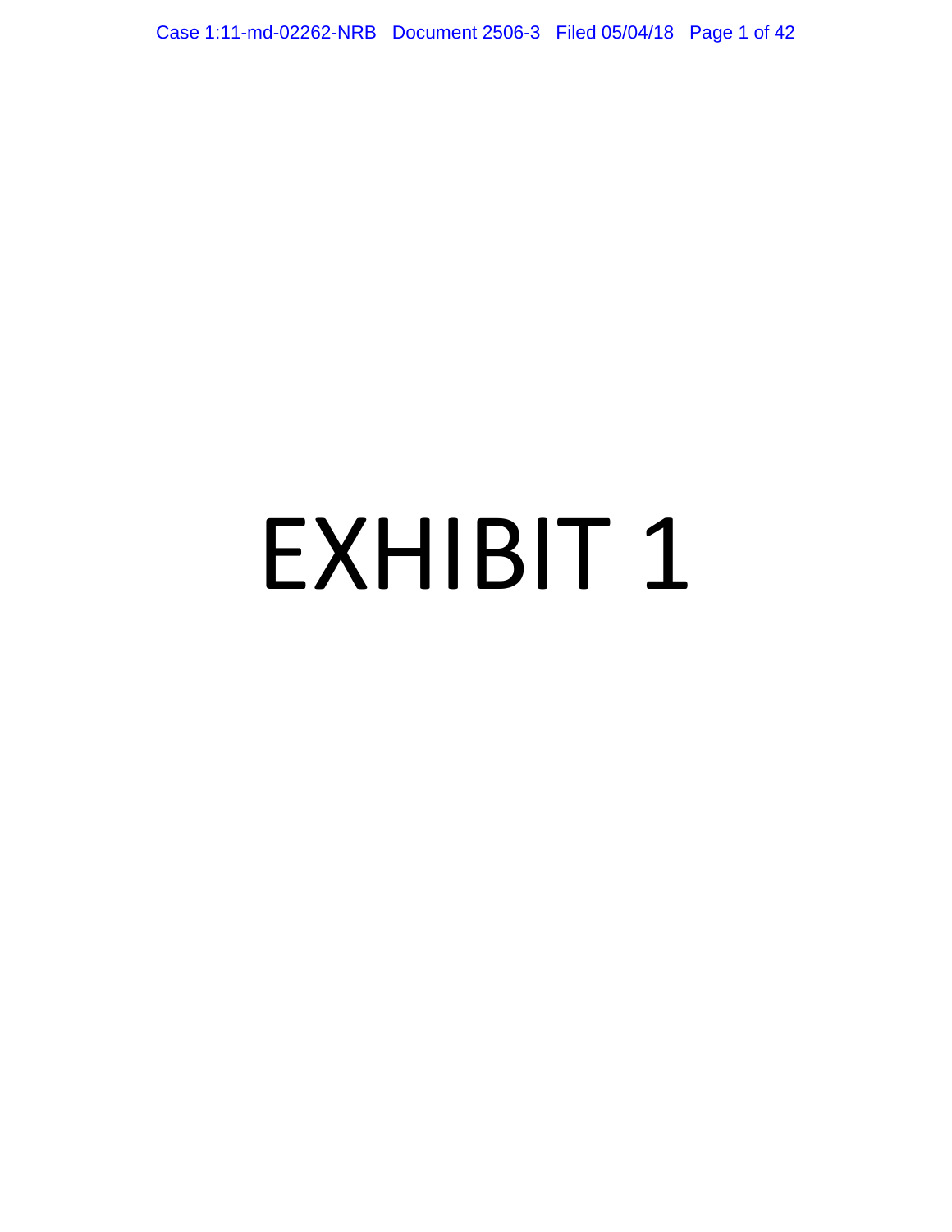# EXHIBIT 1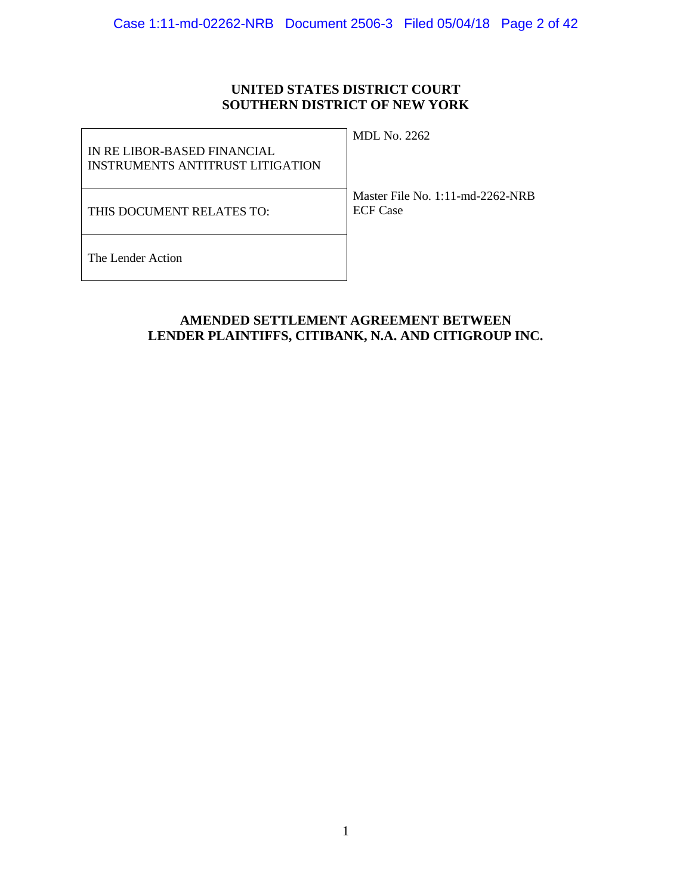**UNITED STATES DISTRICT COURT**
**SOUTHERN DISTRICT OF NEW YORK**

| | |
|---|---|
| IN RE LIBOR-BASED FINANCIAL INSTRUMENTS ANTITRUST LITIGATION | MDL No. 2262 |
| THIS DOCUMENT RELATES TO: | Master File No. 1:11-md-2262-NRB<br>ECF Case |
| The Lender Action | |

**AMENDED SETTLEMENT AGREEMENT BETWEEN LENDER PLAINTIFFS, CITIBANK, N.A. AND CITIGROUP INC.**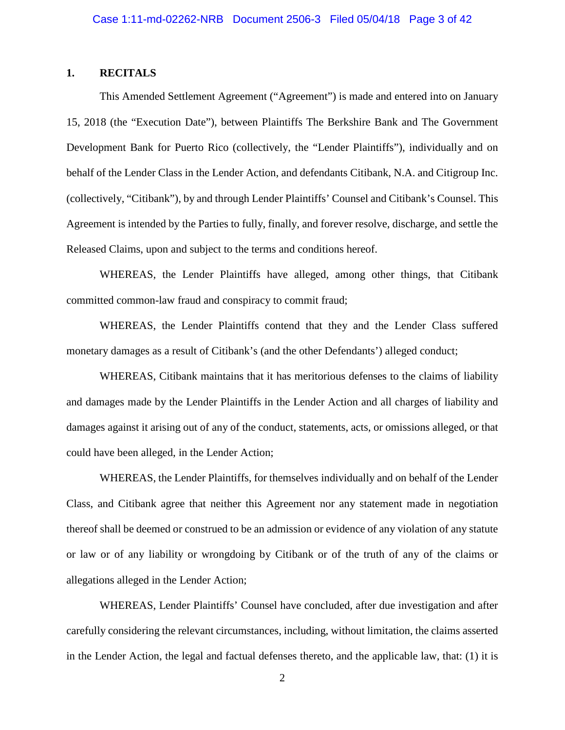## 1. RECITALS

This Amended Settlement Agreement ("Agreement") is made and entered into on January 15, 2018 (the "Execution Date"), between Plaintiffs The Berkshire Bank and The Government Development Bank for Puerto Rico (collectively, the "Lender Plaintiffs"), individually and on behalf of the Lender Class in the Lender Action, and defendants Citibank, N.A. and Citigroup Inc. (collectively, "Citibank"), by and through Lender Plaintiffs' Counsel and Citibank's Counsel. This Agreement is intended by the Parties to fully, finally, and forever resolve, discharge, and settle the Released Claims, upon and subject to the terms and conditions hereof.

WHEREAS, the Lender Plaintiffs have alleged, among other things, that Citibank committed common-law fraud and conspiracy to commit fraud;

WHEREAS, the Lender Plaintiffs contend that they and the Lender Class suffered monetary damages as a result of Citibank's (and the other Defendants') alleged conduct;

WHEREAS, Citibank maintains that it has meritorious defenses to the claims of liability and damages made by the Lender Plaintiffs in the Lender Action and all charges of liability and damages against it arising out of any of the conduct, statements, acts, or omissions alleged, or that could have been alleged, in the Lender Action;

WHEREAS, the Lender Plaintiffs, for themselves individually and on behalf of the Lender Class, and Citibank agree that neither this Agreement nor any statement made in negotiation thereof shall be deemed or construed to be an admission or evidence of any violation of any statute or law or of any liability or wrongdoing by Citibank or of the truth of any of the claims or allegations alleged in the Lender Action;

WHEREAS, Lender Plaintiffs' Counsel have concluded, after due investigation and after carefully considering the relevant circumstances, including, without limitation, the claims asserted in the Lender Action, the legal and factual defenses thereto, and the applicable law, that: (1) it is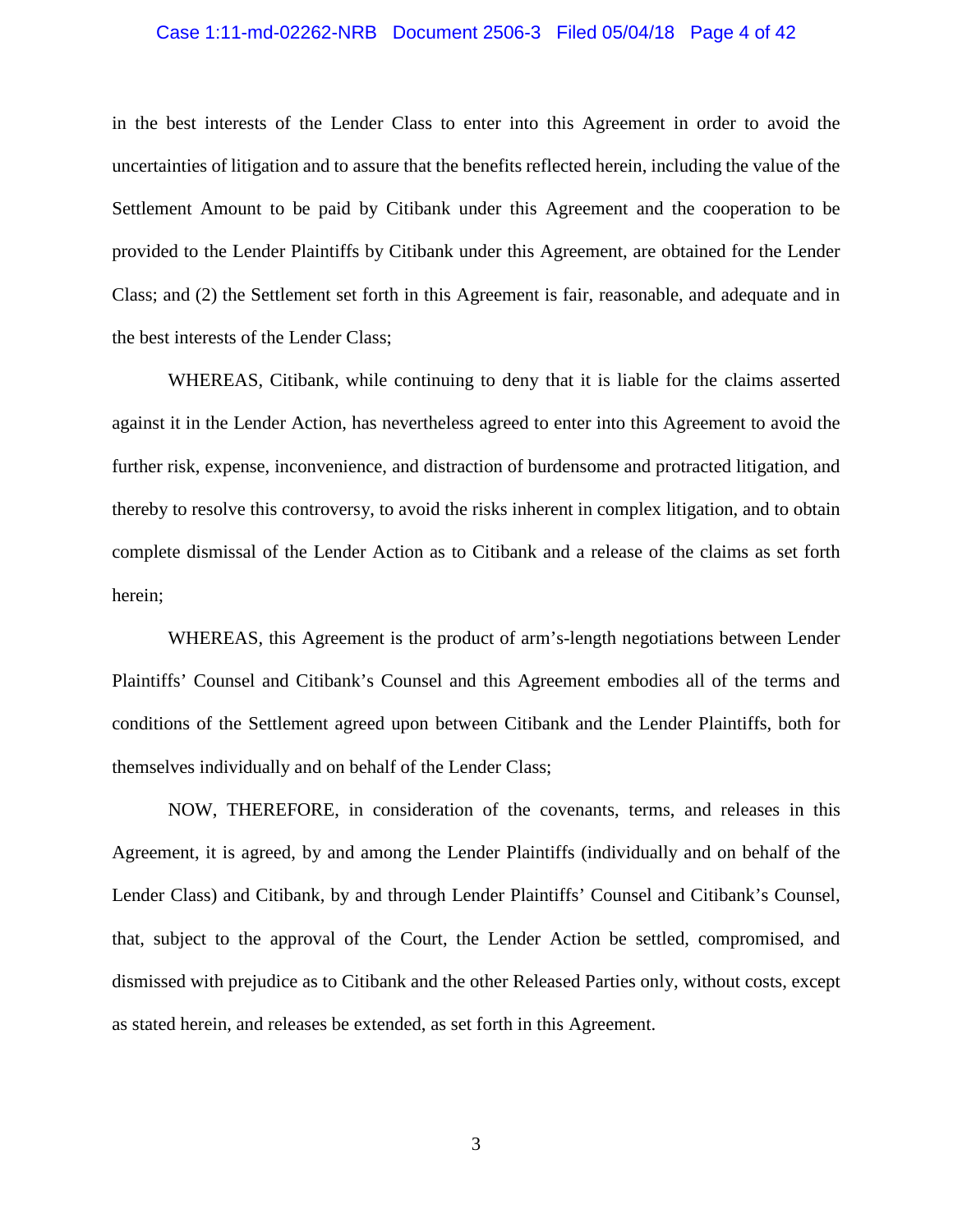in the best interests of the Lender Class to enter into this Agreement in order to avoid the uncertainties of litigation and to assure that the benefits reflected herein, including the value of the Settlement Amount to be paid by Citibank under this Agreement and the cooperation to be provided to the Lender Plaintiffs by Citibank under this Agreement, are obtained for the Lender Class; and (2) the Settlement set forth in this Agreement is fair, reasonable, and adequate and in the best interests of the Lender Class;

WHEREAS, Citibank, while continuing to deny that it is liable for the claims asserted against it in the Lender Action, has nevertheless agreed to enter into this Agreement to avoid the further risk, expense, inconvenience, and distraction of burdensome and protracted litigation, and thereby to resolve this controversy, to avoid the risks inherent in complex litigation, and to obtain complete dismissal of the Lender Action as to Citibank and a release of the claims as set forth herein;

WHEREAS, this Agreement is the product of arm's-length negotiations between Lender Plaintiffs' Counsel and Citibank's Counsel and this Agreement embodies all of the terms and conditions of the Settlement agreed upon between Citibank and the Lender Plaintiffs, both for themselves individually and on behalf of the Lender Class;

NOW, THEREFORE, in consideration of the covenants, terms, and releases in this Agreement, it is agreed, by and among the Lender Plaintiffs (individually and on behalf of the Lender Class) and Citibank, by and through Lender Plaintiffs' Counsel and Citibank's Counsel, that, subject to the approval of the Court, the Lender Action be settled, compromised, and dismissed with prejudice as to Citibank and the other Released Parties only, without costs, except as stated herein, and releases be extended, as set forth in this Agreement.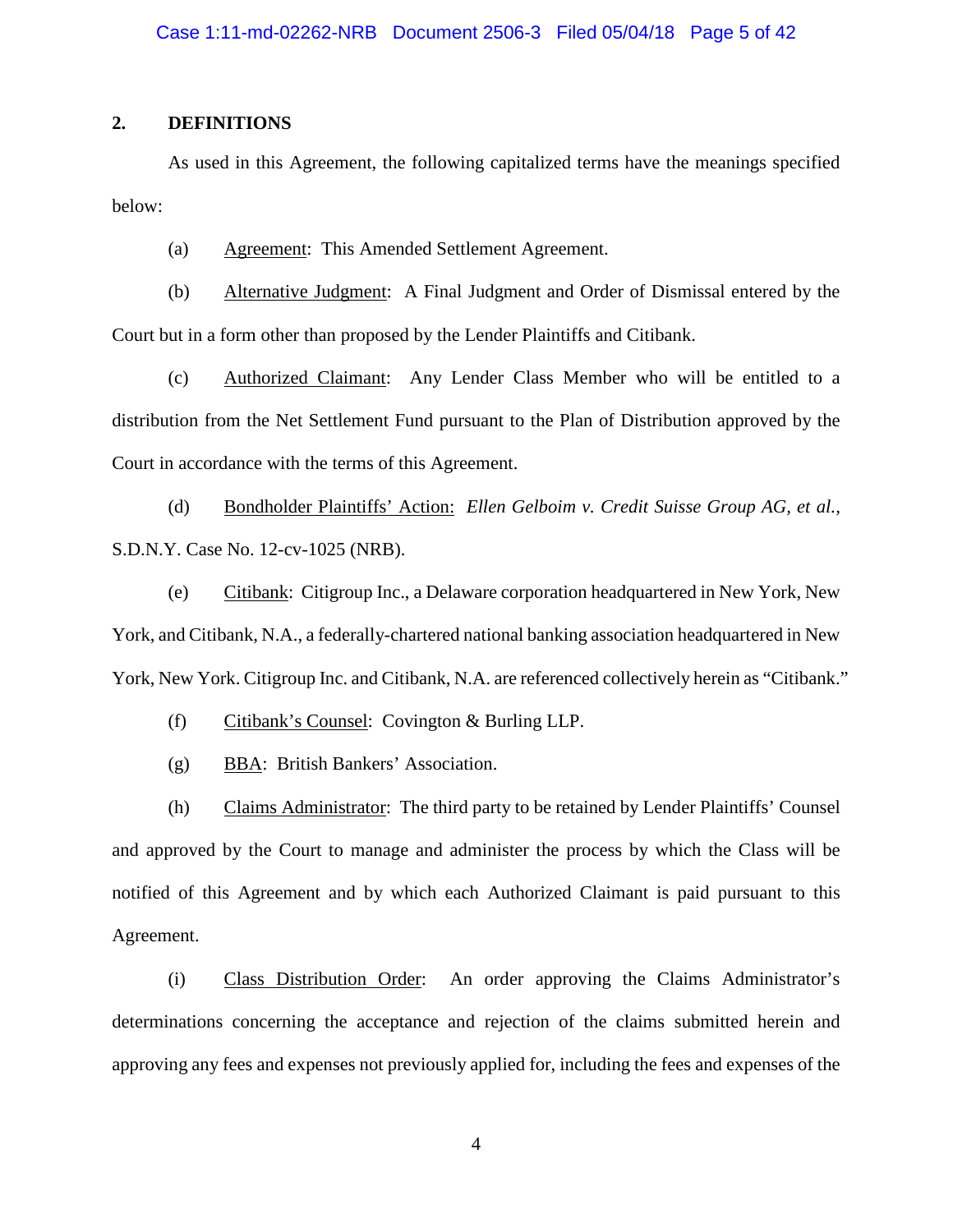## 2. DEFINITIONS

As used in this Agreement, the following capitalized terms have the meanings specified below:

(a) Agreement: This Amended Settlement Agreement.

(b) Alternative Judgment: A Final Judgment and Order of Dismissal entered by the Court but in a form other than proposed by the Lender Plaintiffs and Citibank.

(c) Authorized Claimant: Any Lender Class Member who will be entitled to a distribution from the Net Settlement Fund pursuant to the Plan of Distribution approved by the Court in accordance with the terms of this Agreement.

(d) Bondholder Plaintiffs' Action: *Ellen Gelboim v. Credit Suisse Group AG, et al.,* S.D.N.Y. Case No. 12-cv-1025 (NRB).

(e) Citibank: Citigroup Inc., a Delaware corporation headquartered in New York, New York, and Citibank, N.A., a federally-chartered national banking association headquartered in New York, New York. Citigroup Inc. and Citibank, N.A. are referenced collectively herein as "Citibank."

(f) Citibank's Counsel: Covington & Burling LLP.

(g) BBA: British Bankers' Association.

(h) Claims Administrator: The third party to be retained by Lender Plaintiffs' Counsel and approved by the Court to manage and administer the process by which the Class will be notified of this Agreement and by which each Authorized Claimant is paid pursuant to this Agreement.

(i) Class Distribution Order: An order approving the Claims Administrator's determinations concerning the acceptance and rejection of the claims submitted herein and approving any fees and expenses not previously applied for, including the fees and expenses of the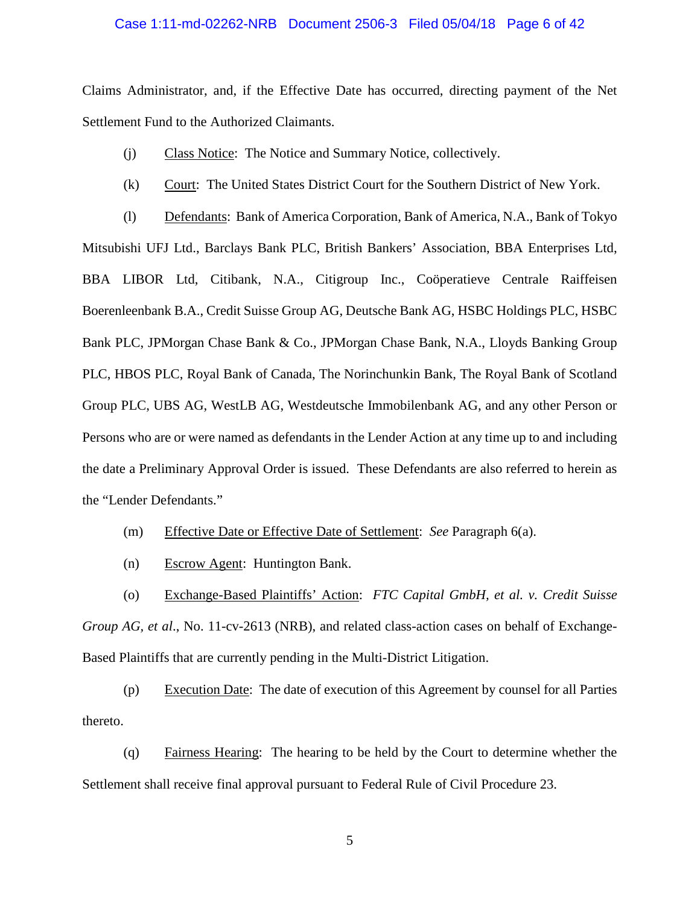Claims Administrator, and, if the Effective Date has occurred, directing payment of the Net Settlement Fund to the Authorized Claimants.

(j) Class Notice: The Notice and Summary Notice, collectively.

(k) Court: The United States District Court for the Southern District of New York.

(l) Defendants: Bank of America Corporation, Bank of America, N.A., Bank of Tokyo Mitsubishi UFJ Ltd., Barclays Bank PLC, British Bankers' Association, BBA Enterprises Ltd, BBA LIBOR Ltd, Citibank, N.A., Citigroup Inc., Coöperatieve Centrale Raiffeisen Boerenleenbank B.A., Credit Suisse Group AG, Deutsche Bank AG, HSBC Holdings PLC, HSBC Bank PLC, JPMorgan Chase Bank & Co., JPMorgan Chase Bank, N.A., Lloyds Banking Group PLC, HBOS PLC, Royal Bank of Canada, The Norinchunkin Bank, The Royal Bank of Scotland Group PLC, UBS AG, WestLB AG, Westdeutsche Immobilenbank AG, and any other Person or Persons who are or were named as defendants in the Lender Action at any time up to and including the date a Preliminary Approval Order is issued. These Defendants are also referred to herein as the "Lender Defendants."

(m) Effective Date or Effective Date of Settlement: *See* Paragraph 6(a).

(n) Escrow Agent: Huntington Bank.

(o) Exchange-Based Plaintiffs' Action: *FTC Capital GmbH, et al. v. Credit Suisse Group AG, et al.*, No. 11-cv-2613 (NRB), and related class-action cases on behalf of Exchange-Based Plaintiffs that are currently pending in the Multi-District Litigation.

(p) Execution Date: The date of execution of this Agreement by counsel for all Parties thereto.

(q) Fairness Hearing: The hearing to be held by the Court to determine whether the Settlement shall receive final approval pursuant to Federal Rule of Civil Procedure 23.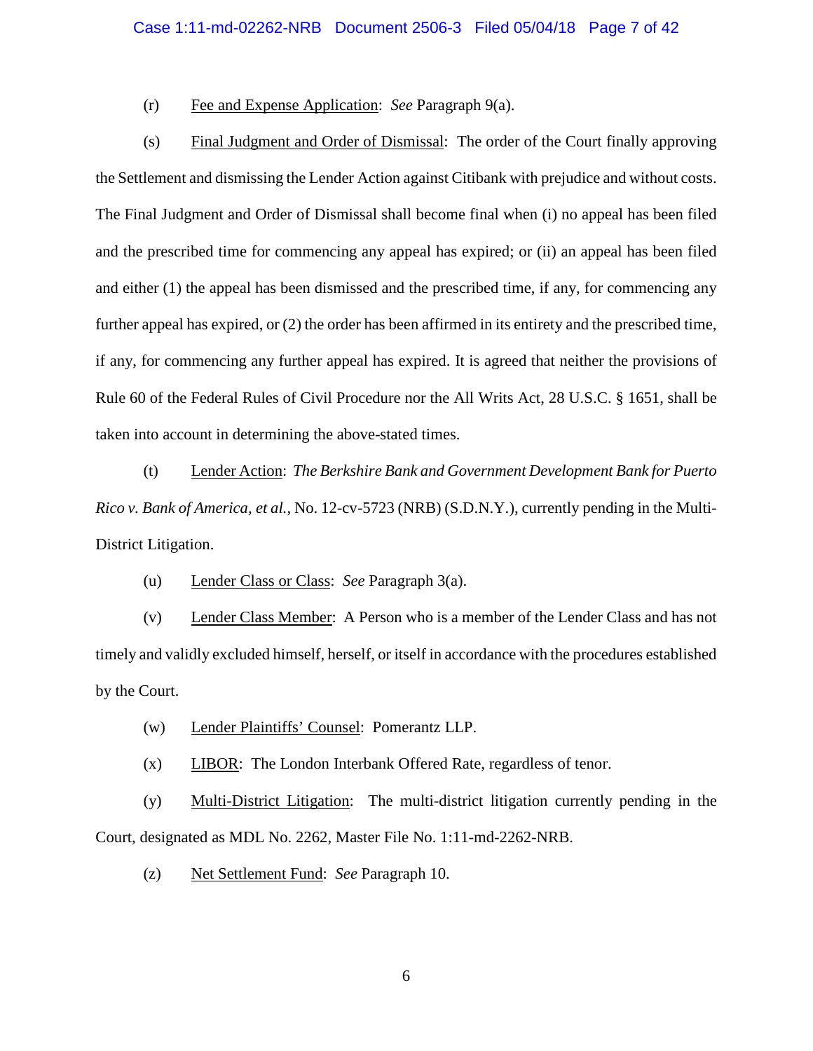(r) Fee and Expense Application: *See* Paragraph 9(a).

(s) Final Judgment and Order of Dismissal: The order of the Court finally approving the Settlement and dismissing the Lender Action against Citibank with prejudice and without costs. The Final Judgment and Order of Dismissal shall become final when (i) no appeal has been filed and the prescribed time for commencing any appeal has expired; or (ii) an appeal has been filed and either (1) the appeal has been dismissed and the prescribed time, if any, for commencing any further appeal has expired, or (2) the order has been affirmed in its entirety and the prescribed time, if any, for commencing any further appeal has expired. It is agreed that neither the provisions of Rule 60 of the Federal Rules of Civil Procedure nor the All Writs Act, 28 U.S.C. § 1651, shall be taken into account in determining the above-stated times.

(t) Lender Action: *The Berkshire Bank and Government Development Bank for Puerto Rico v. Bank of America, et al.*, No. 12-cv-5723 (NRB) (S.D.N.Y.), currently pending in the Multi-District Litigation.

(u) Lender Class or Class: *See* Paragraph 3(a).

(v) Lender Class Member: A Person who is a member of the Lender Class and has not timely and validly excluded himself, herself, or itself in accordance with the procedures established by the Court.

(w) Lender Plaintiffs' Counsel: Pomerantz LLP.

(x) LIBOR: The London Interbank Offered Rate, regardless of tenor.

(y) Multi-District Litigation: The multi-district litigation currently pending in the Court, designated as MDL No. 2262, Master File No. 1:11-md-2262-NRB.

(z) Net Settlement Fund: *See* Paragraph 10.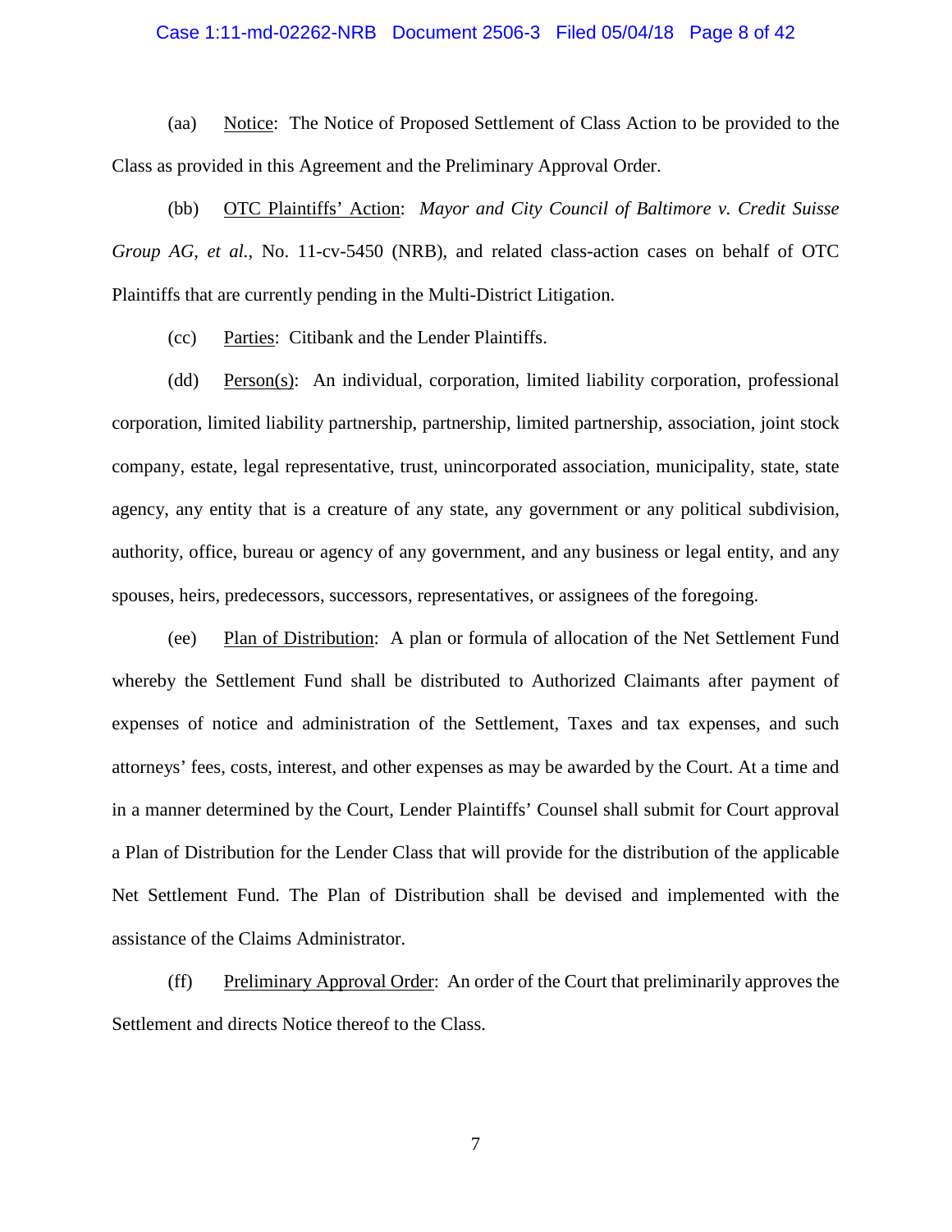(aa) Notice: The Notice of Proposed Settlement of Class Action to be provided to the Class as provided in this Agreement and the Preliminary Approval Order.

(bb) OTC Plaintiffs' Action: *Mayor and City Council of Baltimore v. Credit Suisse Group AG, et al.*, No. 11-cv-5450 (NRB), and related class-action cases on behalf of OTC Plaintiffs that are currently pending in the Multi-District Litigation.

(cc) Parties: Citibank and the Lender Plaintiffs.

(dd) Person(s): An individual, corporation, limited liability corporation, professional corporation, limited liability partnership, partnership, limited partnership, association, joint stock company, estate, legal representative, trust, unincorporated association, municipality, state, state agency, any entity that is a creature of any state, any government or any political subdivision, authority, office, bureau or agency of any government, and any business or legal entity, and any spouses, heirs, predecessors, successors, representatives, or assignees of the foregoing.

(ee) Plan of Distribution: A plan or formula of allocation of the Net Settlement Fund whereby the Settlement Fund shall be distributed to Authorized Claimants after payment of expenses of notice and administration of the Settlement, Taxes and tax expenses, and such attorneys' fees, costs, interest, and other expenses as may be awarded by the Court. At a time and in a manner determined by the Court, Lender Plaintiffs' Counsel shall submit for Court approval a Plan of Distribution for the Lender Class that will provide for the distribution of the applicable Net Settlement Fund. The Plan of Distribution shall be devised and implemented with the assistance of the Claims Administrator.

(ff) Preliminary Approval Order: An order of the Court that preliminarily approves the Settlement and directs Notice thereof to the Class.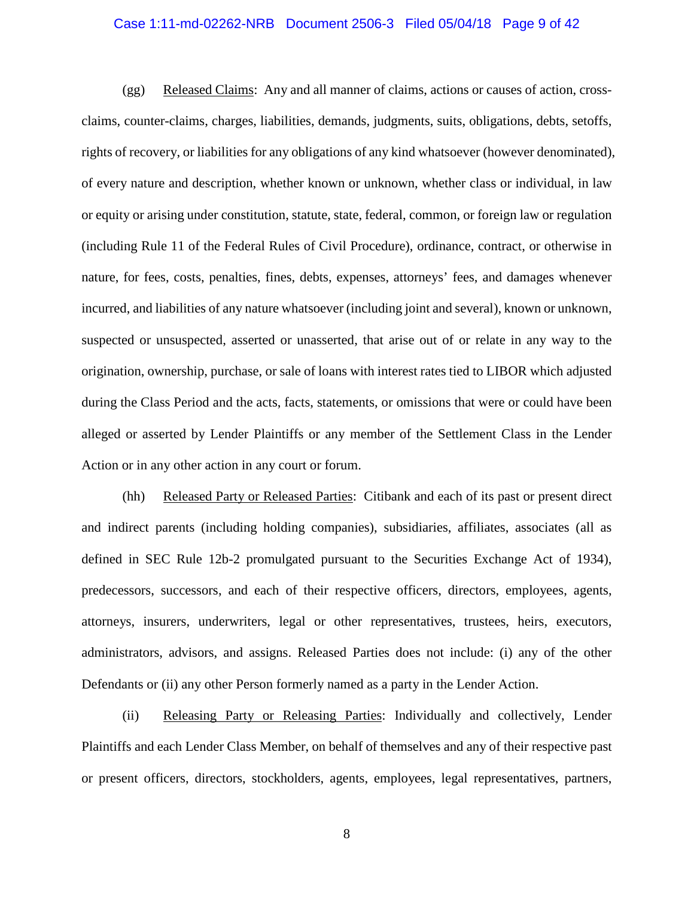(gg) Released Claims: Any and all manner of claims, actions or causes of action, cross-claims, counter-claims, charges, liabilities, demands, judgments, suits, obligations, debts, setoffs, rights of recovery, or liabilities for any obligations of any kind whatsoever (however denominated), of every nature and description, whether known or unknown, whether class or individual, in law or equity or arising under constitution, statute, state, federal, common, or foreign law or regulation (including Rule 11 of the Federal Rules of Civil Procedure), ordinance, contract, or otherwise in nature, for fees, costs, penalties, fines, debts, expenses, attorneys' fees, and damages whenever incurred, and liabilities of any nature whatsoever (including joint and several), known or unknown, suspected or unsuspected, asserted or unasserted, that arise out of or relate in any way to the origination, ownership, purchase, or sale of loans with interest rates tied to LIBOR which adjusted during the Class Period and the acts, facts, statements, or omissions that were or could have been alleged or asserted by Lender Plaintiffs or any member of the Settlement Class in the Lender Action or in any other action in any court or forum.

(hh) Released Party or Released Parties: Citibank and each of its past or present direct and indirect parents (including holding companies), subsidiaries, affiliates, associates (all as defined in SEC Rule 12b-2 promulgated pursuant to the Securities Exchange Act of 1934), predecessors, successors, and each of their respective officers, directors, employees, agents, attorneys, insurers, underwriters, legal or other representatives, trustees, heirs, executors, administrators, advisors, and assigns. Released Parties does not include: (i) any of the other Defendants or (ii) any other Person formerly named as a party in the Lender Action.

(ii) Releasing Party or Releasing Parties: Individually and collectively, Lender Plaintiffs and each Lender Class Member, on behalf of themselves and any of their respective past or present officers, directors, stockholders, agents, employees, legal representatives, partners,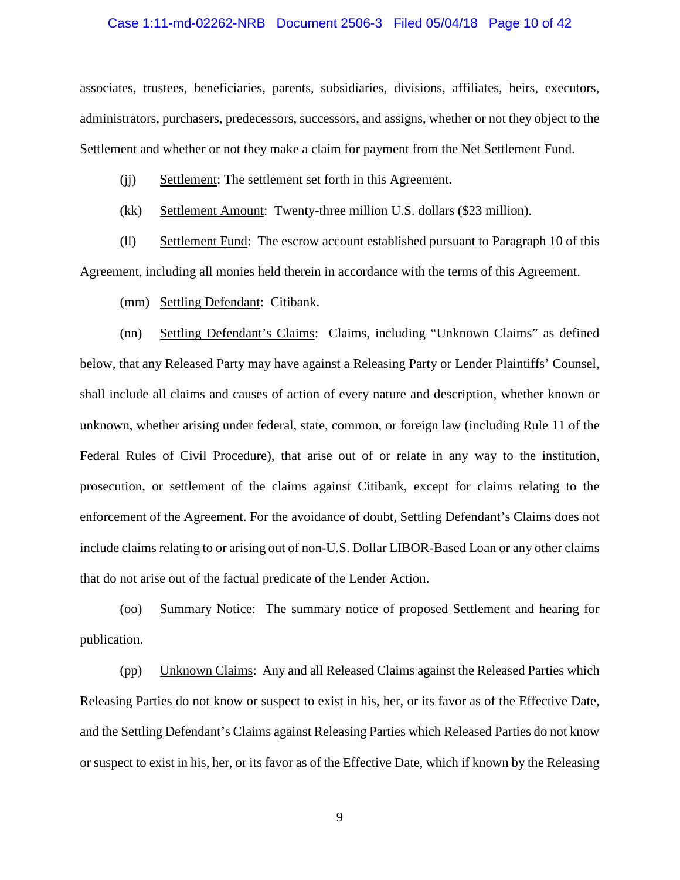associates, trustees, beneficiaries, parents, subsidiaries, divisions, affiliates, heirs, executors, administrators, purchasers, predecessors, successors, and assigns, whether or not they object to the Settlement and whether or not they make a claim for payment from the Net Settlement Fund.

(jj) Settlement: The settlement set forth in this Agreement.

(kk) Settlement Amount: Twenty-three million U.S. dollars ($23 million).

(ll) Settlement Fund: The escrow account established pursuant to Paragraph 10 of this Agreement, including all monies held therein in accordance with the terms of this Agreement.

(mm) Settling Defendant: Citibank.

(nn) Settling Defendant's Claims: Claims, including "Unknown Claims" as defined below, that any Released Party may have against a Releasing Party or Lender Plaintiffs' Counsel, shall include all claims and causes of action of every nature and description, whether known or unknown, whether arising under federal, state, common, or foreign law (including Rule 11 of the Federal Rules of Civil Procedure), that arise out of or relate in any way to the institution, prosecution, or settlement of the claims against Citibank, except for claims relating to the enforcement of the Agreement. For the avoidance of doubt, Settling Defendant's Claims does not include claims relating to or arising out of non-U.S. Dollar LIBOR-Based Loan or any other claims that do not arise out of the factual predicate of the Lender Action.

(oo) Summary Notice: The summary notice of proposed Settlement and hearing for publication.

(pp) Unknown Claims: Any and all Released Claims against the Released Parties which Releasing Parties do not know or suspect to exist in his, her, or its favor as of the Effective Date, and the Settling Defendant's Claims against Releasing Parties which Released Parties do not know or suspect to exist in his, her, or its favor as of the Effective Date, which if known by the Releasing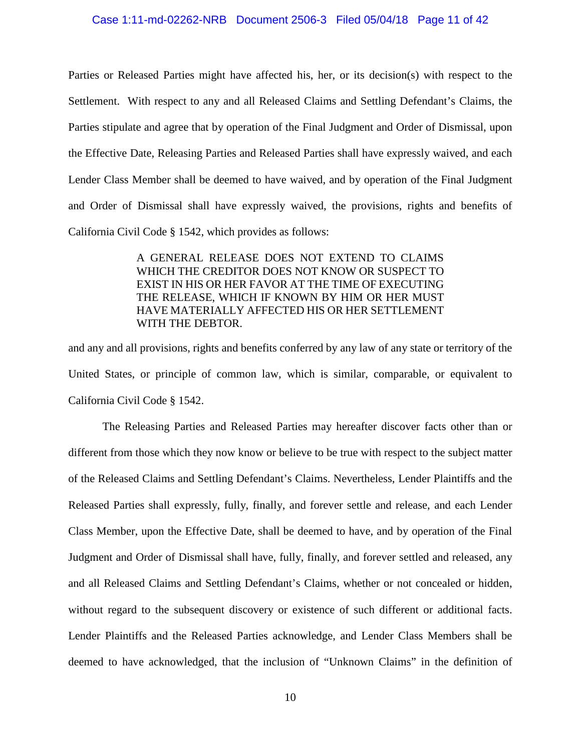Parties or Released Parties might have affected his, her, or its decision(s) with respect to the Settlement. With respect to any and all Released Claims and Settling Defendant's Claims, the Parties stipulate and agree that by operation of the Final Judgment and Order of Dismissal, upon the Effective Date, Releasing Parties and Released Parties shall have expressly waived, and each Lender Class Member shall be deemed to have waived, and by operation of the Final Judgment and Order of Dismissal shall have expressly waived, the provisions, rights and benefits of California Civil Code § 1542, which provides as follows:

> A GENERAL RELEASE DOES NOT EXTEND TO CLAIMS WHICH THE CREDITOR DOES NOT KNOW OR SUSPECT TO EXIST IN HIS OR HER FAVOR AT THE TIME OF EXECUTING THE RELEASE, WHICH IF KNOWN BY HIM OR HER MUST HAVE MATERIALLY AFFECTED HIS OR HER SETTLEMENT WITH THE DEBTOR.

and any and all provisions, rights and benefits conferred by any law of any state or territory of the United States, or principle of common law, which is similar, comparable, or equivalent to California Civil Code § 1542.

The Releasing Parties and Released Parties may hereafter discover facts other than or different from those which they now know or believe to be true with respect to the subject matter of the Released Claims and Settling Defendant's Claims. Nevertheless, Lender Plaintiffs and the Released Parties shall expressly, fully, finally, and forever settle and release, and each Lender Class Member, upon the Effective Date, shall be deemed to have, and by operation of the Final Judgment and Order of Dismissal shall have, fully, finally, and forever settled and released, any and all Released Claims and Settling Defendant's Claims, whether or not concealed or hidden, without regard to the subsequent discovery or existence of such different or additional facts. Lender Plaintiffs and the Released Parties acknowledge, and Lender Class Members shall be deemed to have acknowledged, that the inclusion of "Unknown Claims" in the definition of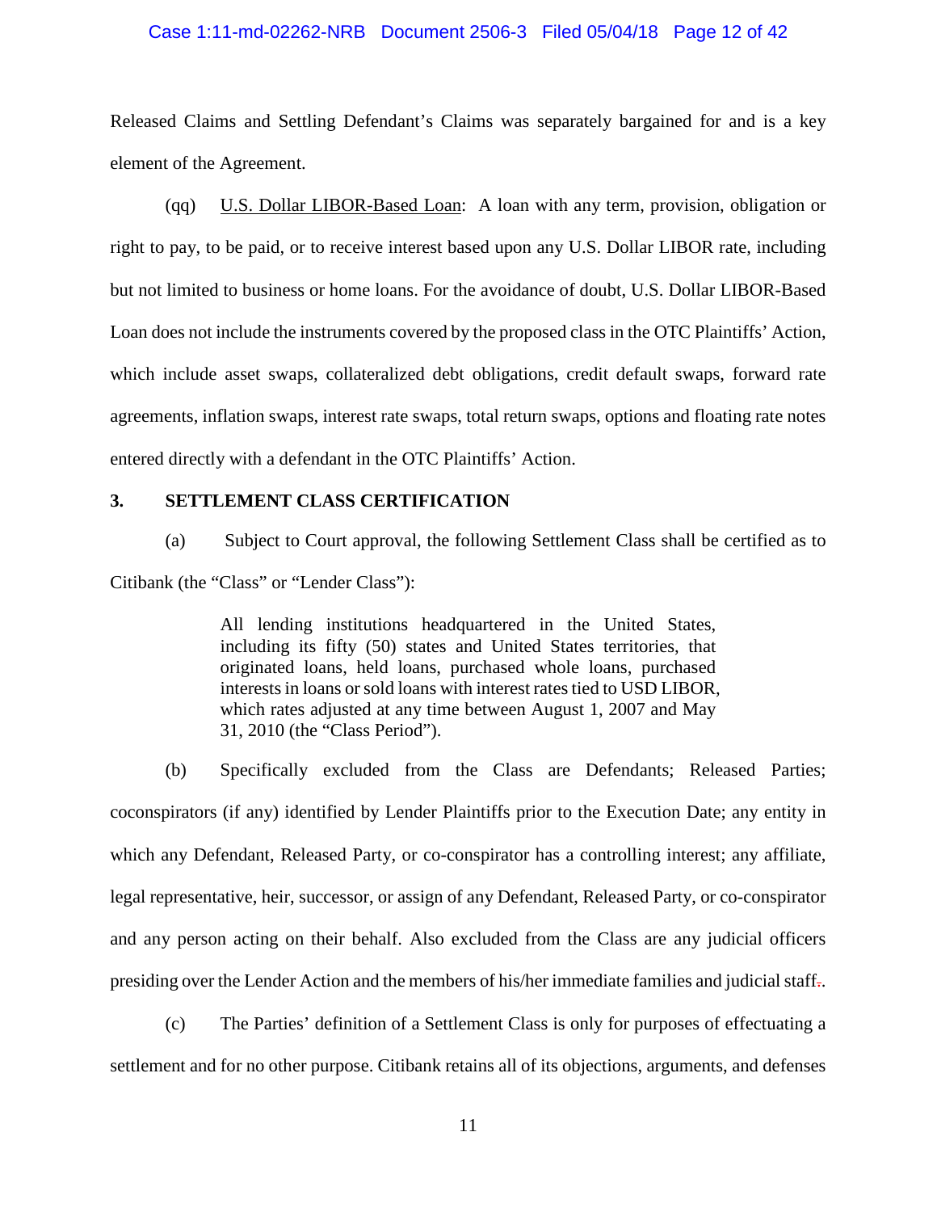Released Claims and Settling Defendant's Claims was separately bargained for and is a key element of the Agreement.

(qq) U.S. Dollar LIBOR-Based Loan: A loan with any term, provision, obligation or right to pay, to be paid, or to receive interest based upon any U.S. Dollar LIBOR rate, including but not limited to business or home loans. For the avoidance of doubt, U.S. Dollar LIBOR-Based Loan does not include the instruments covered by the proposed class in the OTC Plaintiffs' Action, which include asset swaps, collateralized debt obligations, credit default swaps, forward rate agreements, inflation swaps, interest rate swaps, total return swaps, options and floating rate notes entered directly with a defendant in the OTC Plaintiffs' Action.

**3. SETTLEMENT CLASS CERTIFICATION**

(a) Subject to Court approval, the following Settlement Class shall be certified as to Citibank (the "Class" or "Lender Class"):

> All lending institutions headquartered in the United States, including its fifty (50) states and United States territories, that originated loans, held loans, purchased whole loans, purchased interests in loans or sold loans with interest rates tied to USD LIBOR, which rates adjusted at any time between August 1, 2007 and May 31, 2010 (the "Class Period").

(b) Specifically excluded from the Class are Defendants; Released Parties; coconspirators (if any) identified by Lender Plaintiffs prior to the Execution Date; any entity in which any Defendant, Released Party, or co-conspirator has a controlling interest; any affiliate, legal representative, heir, successor, or assign of any Defendant, Released Party, or co-conspirator and any person acting on their behalf. Also excluded from the Class are any judicial officers presiding over the Lender Action and the members of his/her immediate families and judicial staff~~,~~.

(c) The Parties' definition of a Settlement Class is only for purposes of effectuating a settlement and for no other purpose. Citibank retains all of its objections, arguments, and defenses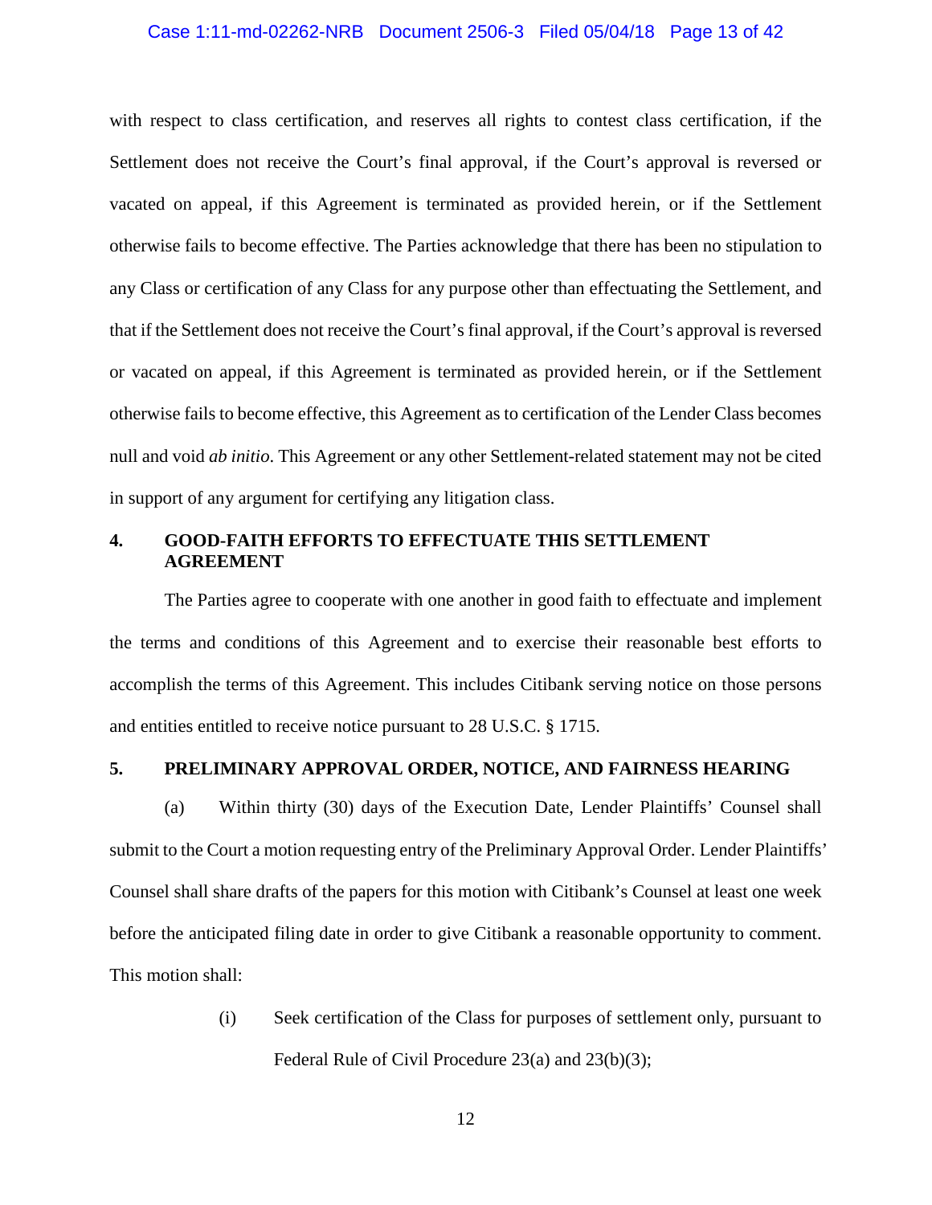with respect to class certification, and reserves all rights to contest class certification, if the Settlement does not receive the Court's final approval, if the Court's approval is reversed or vacated on appeal, if this Agreement is terminated as provided herein, or if the Settlement otherwise fails to become effective. The Parties acknowledge that there has been no stipulation to any Class or certification of any Class for any purpose other than effectuating the Settlement, and that if the Settlement does not receive the Court's final approval, if the Court's approval is reversed or vacated on appeal, if this Agreement is terminated as provided herein, or if the Settlement otherwise fails to become effective, this Agreement as to certification of the Lender Class becomes null and void *ab initio*. This Agreement or any other Settlement-related statement may not be cited in support of any argument for certifying any litigation class.

## 4. GOOD-FAITH EFFORTS TO EFFECTUATE THIS SETTLEMENT AGREEMENT

The Parties agree to cooperate with one another in good faith to effectuate and implement the terms and conditions of this Agreement and to exercise their reasonable best efforts to accomplish the terms of this Agreement. This includes Citibank serving notice on those persons and entities entitled to receive notice pursuant to 28 U.S.C. § 1715.

## 5. PRELIMINARY APPROVAL ORDER, NOTICE, AND FAIRNESS HEARING

(a) Within thirty (30) days of the Execution Date, Lender Plaintiffs' Counsel shall submit to the Court a motion requesting entry of the Preliminary Approval Order. Lender Plaintiffs' Counsel shall share drafts of the papers for this motion with Citibank's Counsel at least one week before the anticipated filing date in order to give Citibank a reasonable opportunity to comment. This motion shall:

(i) Seek certification of the Class for purposes of settlement only, pursuant to Federal Rule of Civil Procedure 23(a) and 23(b)(3);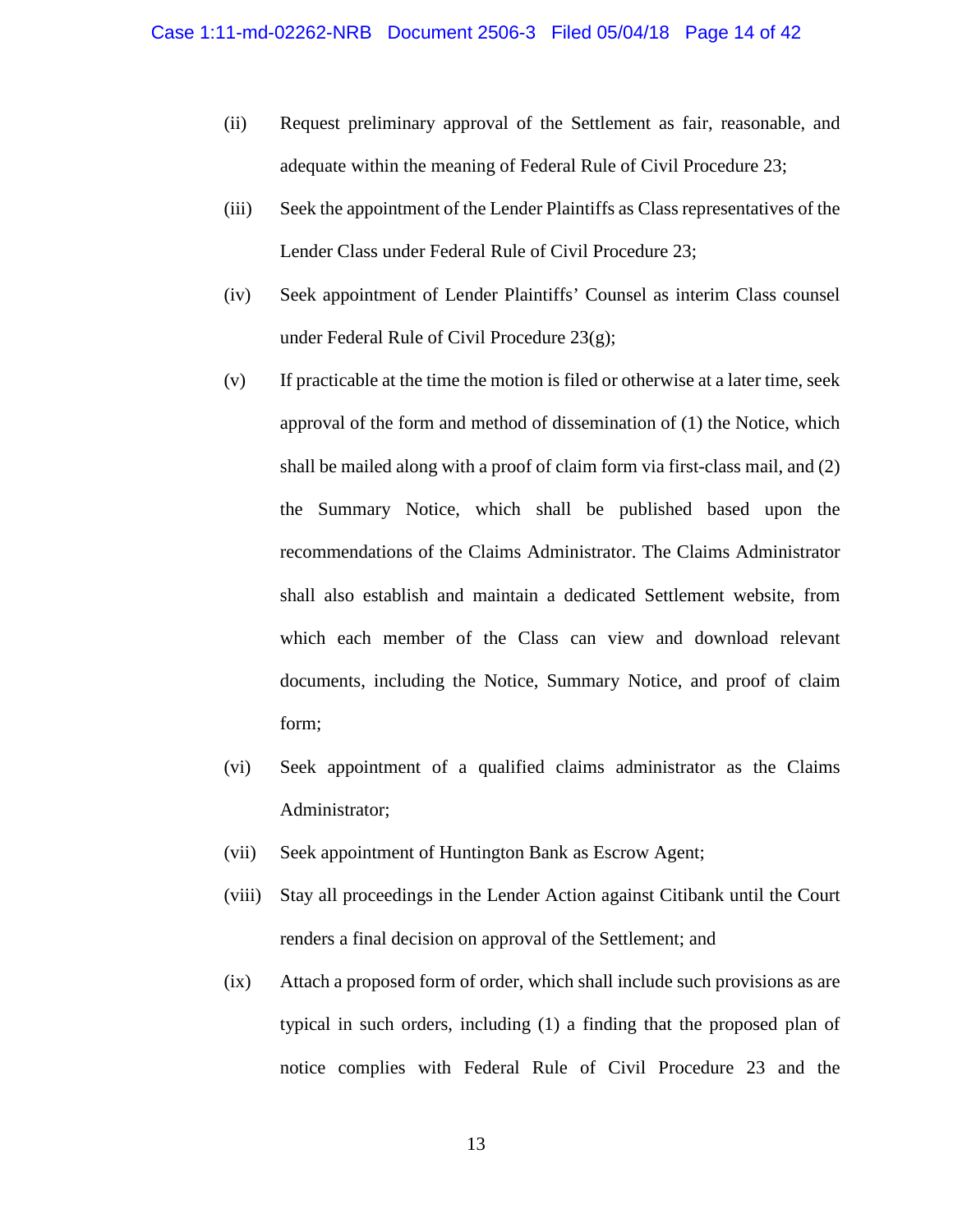(ii) Request preliminary approval of the Settlement as fair, reasonable, and adequate within the meaning of Federal Rule of Civil Procedure 23;

(iii) Seek the appointment of the Lender Plaintiffs as Class representatives of the Lender Class under Federal Rule of Civil Procedure 23;

(iv) Seek appointment of Lender Plaintiffs' Counsel as interim Class counsel under Federal Rule of Civil Procedure 23(g);

(v) If practicable at the time the motion is filed or otherwise at a later time, seek approval of the form and method of dissemination of (1) the Notice, which shall be mailed along with a proof of claim form via first-class mail, and (2) the Summary Notice, which shall be published based upon the recommendations of the Claims Administrator. The Claims Administrator shall also establish and maintain a dedicated Settlement website, from which each member of the Class can view and download relevant documents, including the Notice, Summary Notice, and proof of claim form;

(vi) Seek appointment of a qualified claims administrator as the Claims Administrator;

(vii) Seek appointment of Huntington Bank as Escrow Agent;

(viii) Stay all proceedings in the Lender Action against Citibank until the Court renders a final decision on approval of the Settlement; and

(ix) Attach a proposed form of order, which shall include such provisions as are typical in such orders, including (1) a finding that the proposed plan of notice complies with Federal Rule of Civil Procedure 23 and the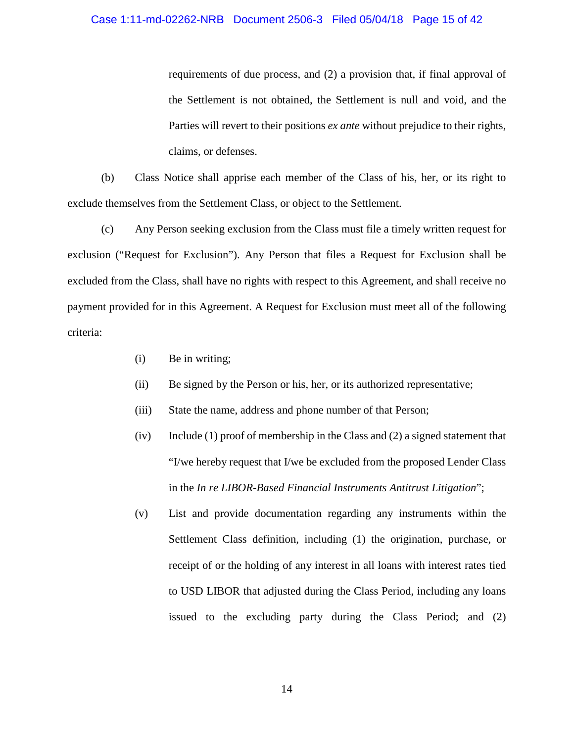requirements of due process, and (2) a provision that, if final approval of the Settlement is not obtained, the Settlement is null and void, and the Parties will revert to their positions *ex ante* without prejudice to their rights, claims, or defenses.

(b) Class Notice shall apprise each member of the Class of his, her, or its right to exclude themselves from the Settlement Class, or object to the Settlement.

(c) Any Person seeking exclusion from the Class must file a timely written request for exclusion ("Request for Exclusion"). Any Person that files a Request for Exclusion shall be excluded from the Class, shall have no rights with respect to this Agreement, and shall receive no payment provided for in this Agreement. A Request for Exclusion must meet all of the following criteria:

(i) Be in writing;

(ii) Be signed by the Person or his, her, or its authorized representative;

(iii) State the name, address and phone number of that Person;

(iv) Include (1) proof of membership in the Class and (2) a signed statement that "I/we hereby request that I/we be excluded from the proposed Lender Class in the *In re LIBOR-Based Financial Instruments Antitrust Litigation*";

(v) List and provide documentation regarding any instruments within the Settlement Class definition, including (1) the origination, purchase, or receipt of or the holding of any interest in all loans with interest rates tied to USD LIBOR that adjusted during the Class Period, including any loans issued to the excluding party during the Class Period; and (2)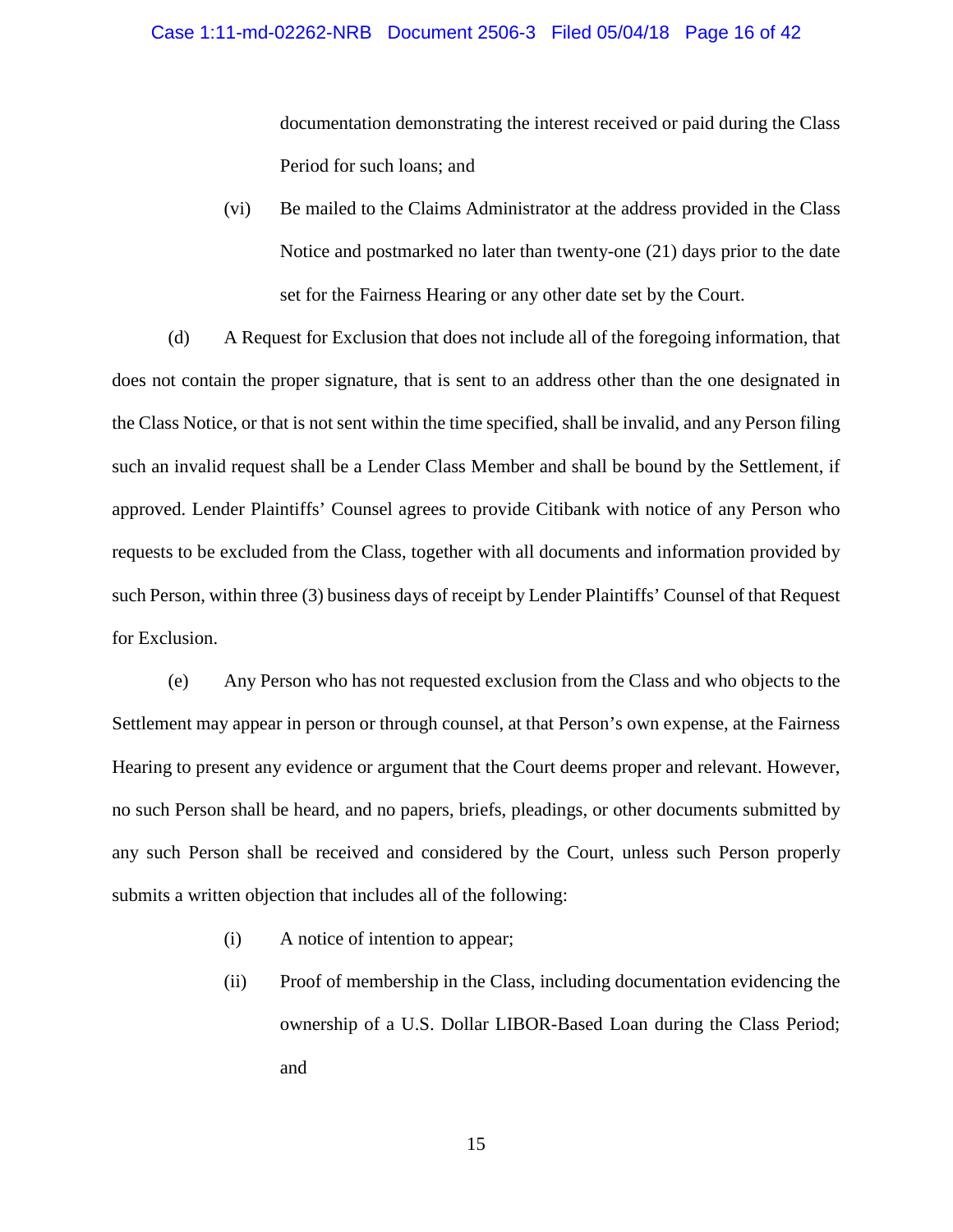documentation demonstrating the interest received or paid during the Class Period for such loans; and

(vi) Be mailed to the Claims Administrator at the address provided in the Class Notice and postmarked no later than twenty-one (21) days prior to the date set for the Fairness Hearing or any other date set by the Court.

(d) A Request for Exclusion that does not include all of the foregoing information, that does not contain the proper signature, that is sent to an address other than the one designated in the Class Notice, or that is not sent within the time specified, shall be invalid, and any Person filing such an invalid request shall be a Lender Class Member and shall be bound by the Settlement, if approved. Lender Plaintiffs' Counsel agrees to provide Citibank with notice of any Person who requests to be excluded from the Class, together with all documents and information provided by such Person, within three (3) business days of receipt by Lender Plaintiffs' Counsel of that Request for Exclusion.

(e) Any Person who has not requested exclusion from the Class and who objects to the Settlement may appear in person or through counsel, at that Person's own expense, at the Fairness Hearing to present any evidence or argument that the Court deems proper and relevant. However, no such Person shall be heard, and no papers, briefs, pleadings, or other documents submitted by any such Person shall be received and considered by the Court, unless such Person properly submits a written objection that includes all of the following:

(i) A notice of intention to appear;

(ii) Proof of membership in the Class, including documentation evidencing the ownership of a U.S. Dollar LIBOR-Based Loan during the Class Period; and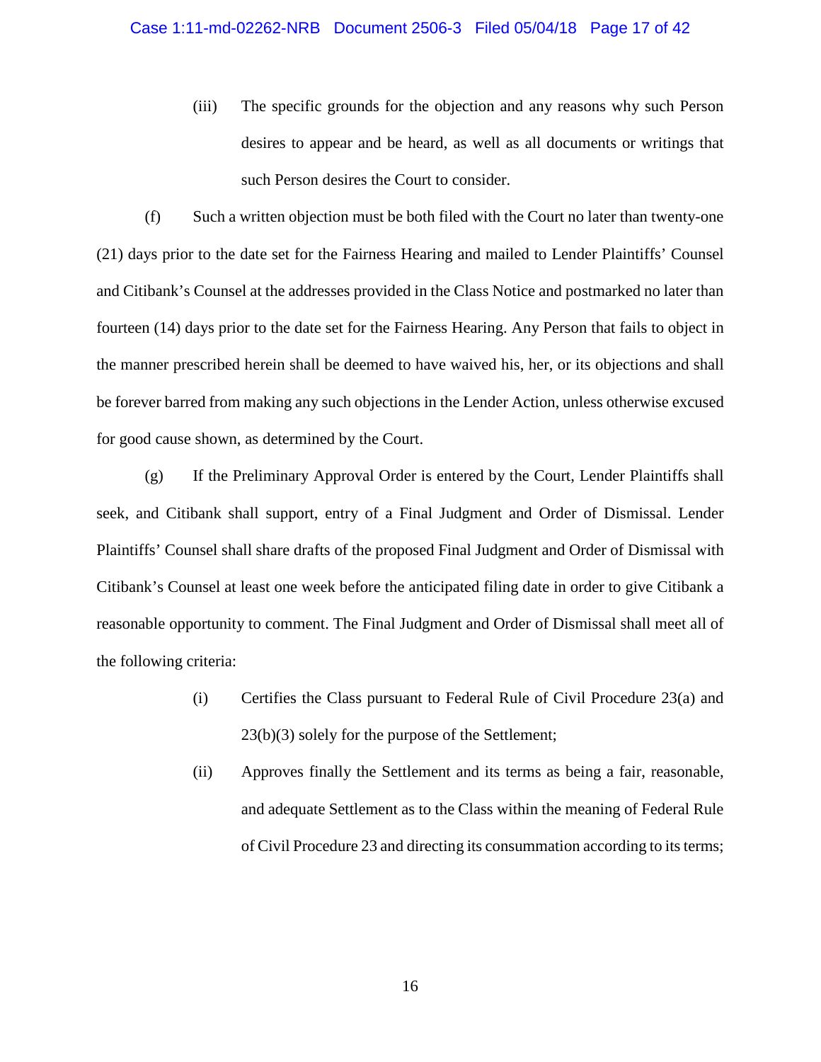(iii) The specific grounds for the objection and any reasons why such Person desires to appear and be heard, as well as all documents or writings that such Person desires the Court to consider.

(f) Such a written objection must be both filed with the Court no later than twenty-one (21) days prior to the date set for the Fairness Hearing and mailed to Lender Plaintiffs' Counsel and Citibank's Counsel at the addresses provided in the Class Notice and postmarked no later than fourteen (14) days prior to the date set for the Fairness Hearing. Any Person that fails to object in the manner prescribed herein shall be deemed to have waived his, her, or its objections and shall be forever barred from making any such objections in the Lender Action, unless otherwise excused for good cause shown, as determined by the Court.

(g) If the Preliminary Approval Order is entered by the Court, Lender Plaintiffs shall seek, and Citibank shall support, entry of a Final Judgment and Order of Dismissal. Lender Plaintiffs' Counsel shall share drafts of the proposed Final Judgment and Order of Dismissal with Citibank's Counsel at least one week before the anticipated filing date in order to give Citibank a reasonable opportunity to comment. The Final Judgment and Order of Dismissal shall meet all of the following criteria:

(i) Certifies the Class pursuant to Federal Rule of Civil Procedure 23(a) and 23(b)(3) solely for the purpose of the Settlement;

(ii) Approves finally the Settlement and its terms as being a fair, reasonable, and adequate Settlement as to the Class within the meaning of Federal Rule of Civil Procedure 23 and directing its consummation according to its terms;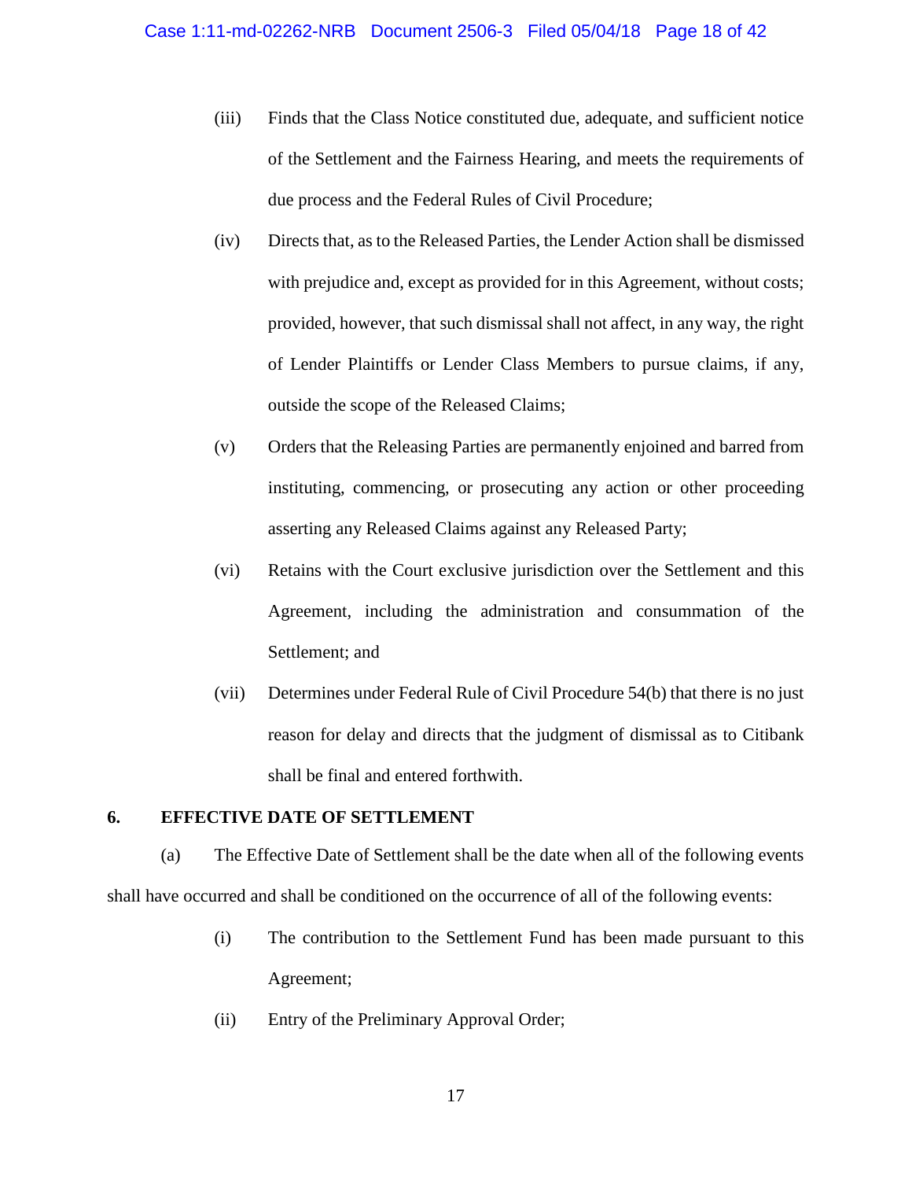(iii) Finds that the Class Notice constituted due, adequate, and sufficient notice of the Settlement and the Fairness Hearing, and meets the requirements of due process and the Federal Rules of Civil Procedure;

(iv) Directs that, as to the Released Parties, the Lender Action shall be dismissed with prejudice and, except as provided for in this Agreement, without costs; provided, however, that such dismissal shall not affect, in any way, the right of Lender Plaintiffs or Lender Class Members to pursue claims, if any, outside the scope of the Released Claims;

(v) Orders that the Releasing Parties are permanently enjoined and barred from instituting, commencing, or prosecuting any action or other proceeding asserting any Released Claims against any Released Party;

(vi) Retains with the Court exclusive jurisdiction over the Settlement and this Agreement, including the administration and consummation of the Settlement; and

(vii) Determines under Federal Rule of Civil Procedure 54(b) that there is no just reason for delay and directs that the judgment of dismissal as to Citibank shall be final and entered forthwith.

**6. EFFECTIVE DATE OF SETTLEMENT**

(a) The Effective Date of Settlement shall be the date when all of the following events shall have occurred and shall be conditioned on the occurrence of all of the following events:

(i) The contribution to the Settlement Fund has been made pursuant to this Agreement;

(ii) Entry of the Preliminary Approval Order;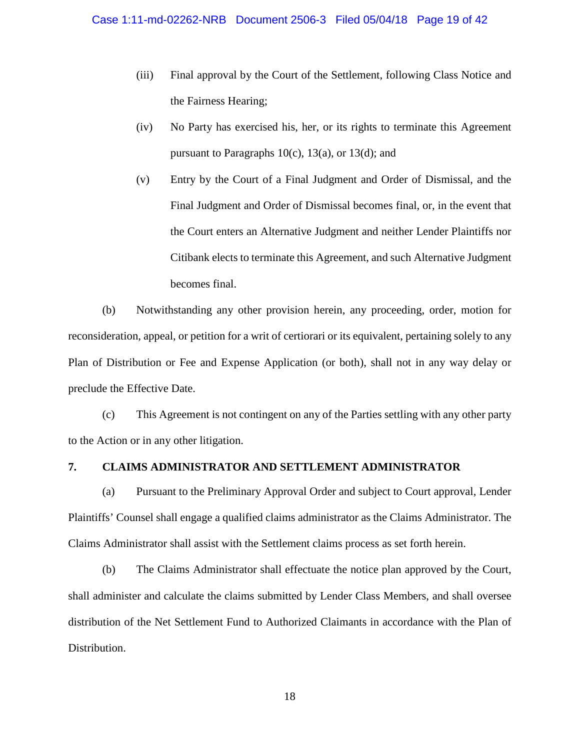(iii) Final approval by the Court of the Settlement, following Class Notice and the Fairness Hearing;

(iv) No Party has exercised his, her, or its rights to terminate this Agreement pursuant to Paragraphs 10(c), 13(a), or 13(d); and

(v) Entry by the Court of a Final Judgment and Order of Dismissal, and the Final Judgment and Order of Dismissal becomes final, or, in the event that the Court enters an Alternative Judgment and neither Lender Plaintiffs nor Citibank elects to terminate this Agreement, and such Alternative Judgment becomes final.

(b) Notwithstanding any other provision herein, any proceeding, order, motion for reconsideration, appeal, or petition for a writ of certiorari or its equivalent, pertaining solely to any Plan of Distribution or Fee and Expense Application (or both), shall not in any way delay or preclude the Effective Date.

(c) This Agreement is not contingent on any of the Parties settling with any other party to the Action or in any other litigation.

## 7. CLAIMS ADMINISTRATOR AND SETTLEMENT ADMINISTRATOR

(a) Pursuant to the Preliminary Approval Order and subject to Court approval, Lender Plaintiffs' Counsel shall engage a qualified claims administrator as the Claims Administrator. The Claims Administrator shall assist with the Settlement claims process as set forth herein.

(b) The Claims Administrator shall effectuate the notice plan approved by the Court, shall administer and calculate the claims submitted by Lender Class Members, and shall oversee distribution of the Net Settlement Fund to Authorized Claimants in accordance with the Plan of Distribution.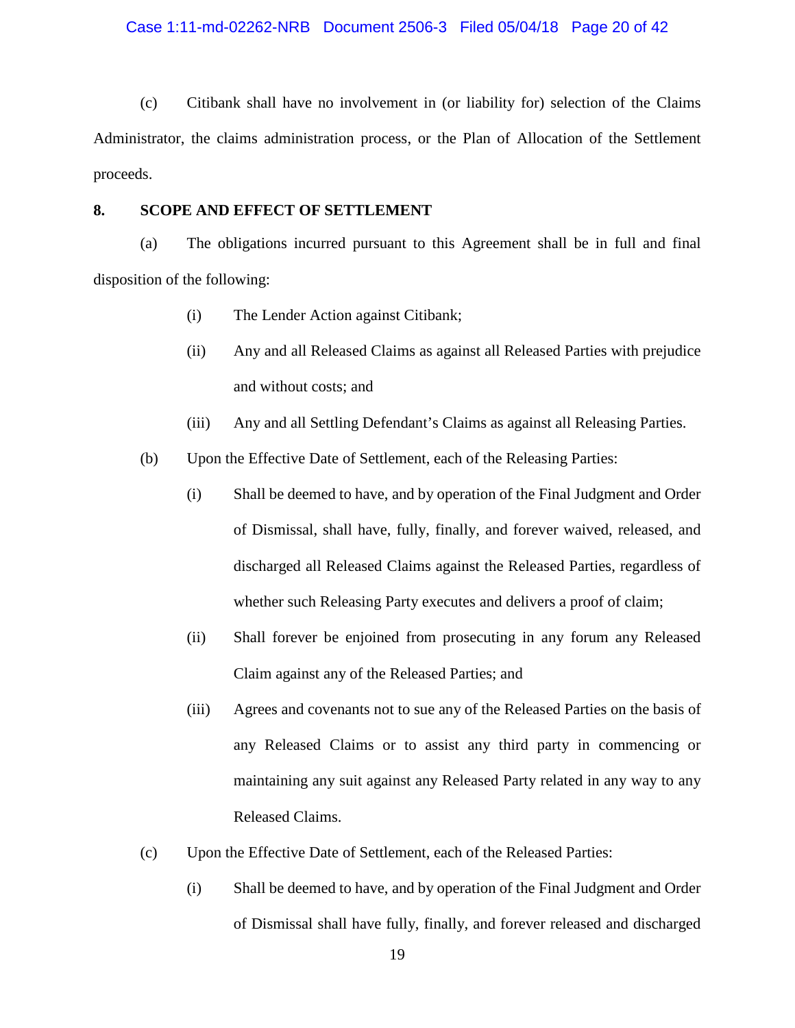(c) Citibank shall have no involvement in (or liability for) selection of the Claims Administrator, the claims administration process, or the Plan of Allocation of the Settlement proceeds.

**8. SCOPE AND EFFECT OF SETTLEMENT**

(a) The obligations incurred pursuant to this Agreement shall be in full and final disposition of the following:

(i) The Lender Action against Citibank;

(ii) Any and all Released Claims as against all Released Parties with prejudice and without costs; and

(iii) Any and all Settling Defendant's Claims as against all Releasing Parties.

(b) Upon the Effective Date of Settlement, each of the Releasing Parties:

(i) Shall be deemed to have, and by operation of the Final Judgment and Order of Dismissal, shall have, fully, finally, and forever waived, released, and discharged all Released Claims against the Released Parties, regardless of whether such Releasing Party executes and delivers a proof of claim;

(ii) Shall forever be enjoined from prosecuting in any forum any Released Claim against any of the Released Parties; and

(iii) Agrees and covenants not to sue any of the Released Parties on the basis of any Released Claims or to assist any third party in commencing or maintaining any suit against any Released Party related in any way to any Released Claims.

(c) Upon the Effective Date of Settlement, each of the Released Parties:

(i) Shall be deemed to have, and by operation of the Final Judgment and Order of Dismissal shall have fully, finally, and forever released and discharged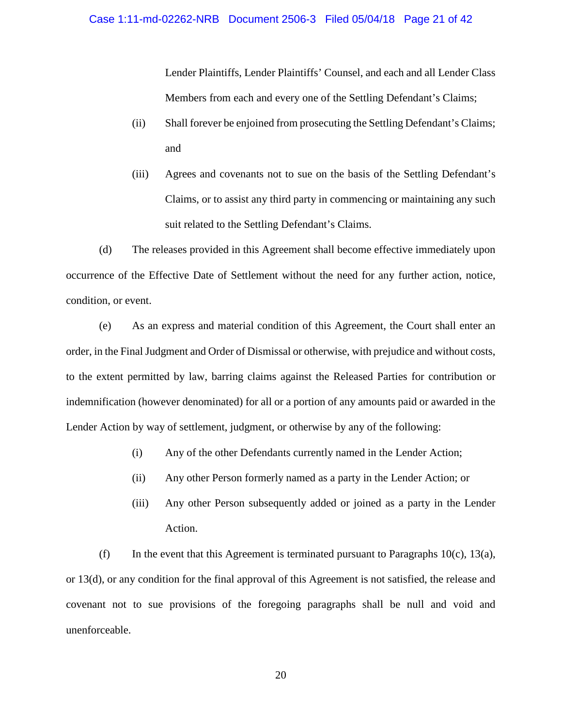Lender Plaintiffs, Lender Plaintiffs' Counsel, and each and all Lender Class Members from each and every one of the Settling Defendant's Claims;

(ii) Shall forever be enjoined from prosecuting the Settling Defendant's Claims; and

(iii) Agrees and covenants not to sue on the basis of the Settling Defendant's Claims, or to assist any third party in commencing or maintaining any such suit related to the Settling Defendant's Claims.

(d) The releases provided in this Agreement shall become effective immediately upon occurrence of the Effective Date of Settlement without the need for any further action, notice, condition, or event.

(e) As an express and material condition of this Agreement, the Court shall enter an order, in the Final Judgment and Order of Dismissal or otherwise, with prejudice and without costs, to the extent permitted by law, barring claims against the Released Parties for contribution or indemnification (however denominated) for all or a portion of any amounts paid or awarded in the Lender Action by way of settlement, judgment, or otherwise by any of the following:

(i) Any of the other Defendants currently named in the Lender Action;

(ii) Any other Person formerly named as a party in the Lender Action; or

(iii) Any other Person subsequently added or joined as a party in the Lender Action.

(f) In the event that this Agreement is terminated pursuant to Paragraphs 10(c), 13(a), or 13(d), or any condition for the final approval of this Agreement is not satisfied, the release and covenant not to sue provisions of the foregoing paragraphs shall be null and void and unenforceable.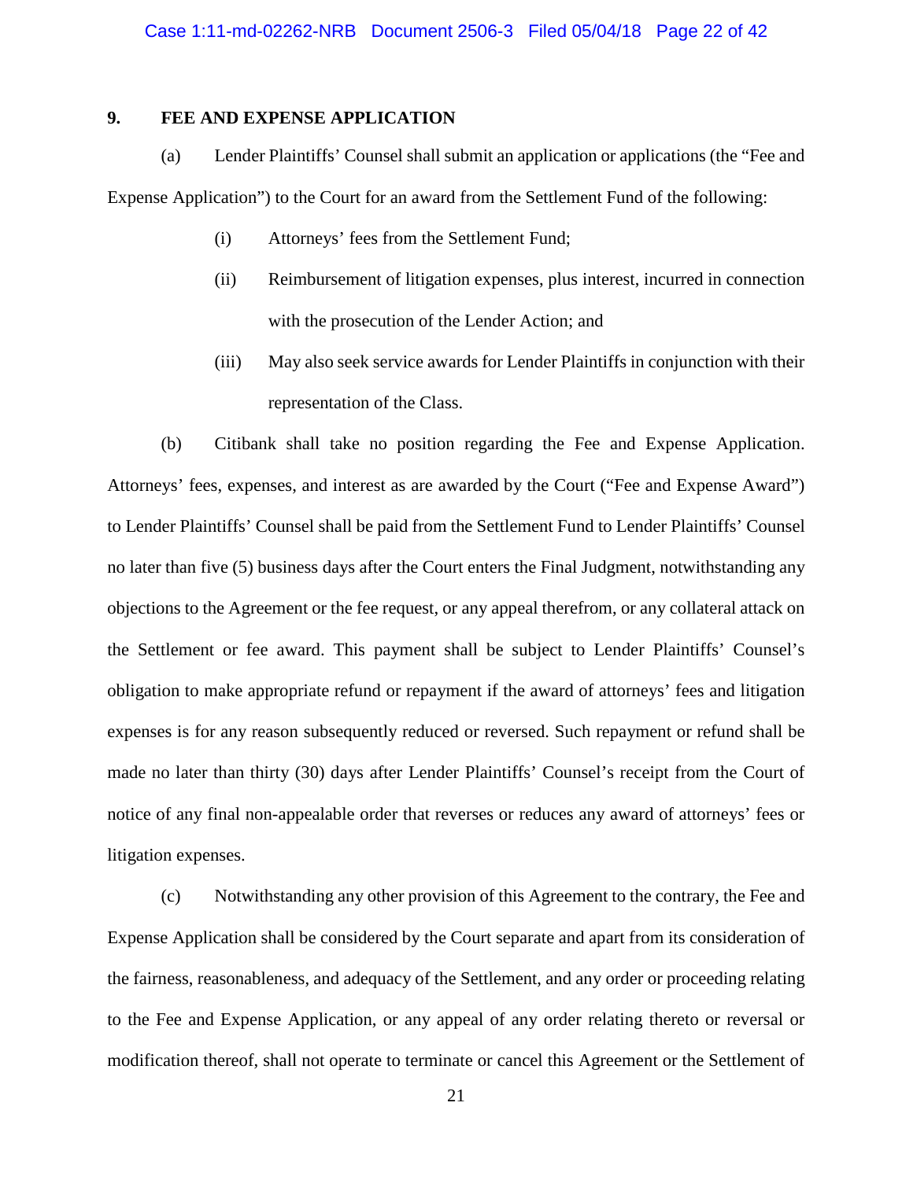## 9. FEE AND EXPENSE APPLICATION

(a) Lender Plaintiffs' Counsel shall submit an application or applications (the "Fee and Expense Application") to the Court for an award from the Settlement Fund of the following:

(i) Attorneys' fees from the Settlement Fund;

(ii) Reimbursement of litigation expenses, plus interest, incurred in connection with the prosecution of the Lender Action; and

(iii) May also seek service awards for Lender Plaintiffs in conjunction with their representation of the Class.

(b) Citibank shall take no position regarding the Fee and Expense Application. Attorneys' fees, expenses, and interest as are awarded by the Court ("Fee and Expense Award") to Lender Plaintiffs' Counsel shall be paid from the Settlement Fund to Lender Plaintiffs' Counsel no later than five (5) business days after the Court enters the Final Judgment, notwithstanding any objections to the Agreement or the fee request, or any appeal therefrom, or any collateral attack on the Settlement or fee award. This payment shall be subject to Lender Plaintiffs' Counsel's obligation to make appropriate refund or repayment if the award of attorneys' fees and litigation expenses is for any reason subsequently reduced or reversed. Such repayment or refund shall be made no later than thirty (30) days after Lender Plaintiffs' Counsel's receipt from the Court of notice of any final non-appealable order that reverses or reduces any award of attorneys' fees or litigation expenses.

(c) Notwithstanding any other provision of this Agreement to the contrary, the Fee and Expense Application shall be considered by the Court separate and apart from its consideration of the fairness, reasonableness, and adequacy of the Settlement, and any order or proceeding relating to the Fee and Expense Application, or any appeal of any order relating thereto or reversal or modification thereof, shall not operate to terminate or cancel this Agreement or the Settlement of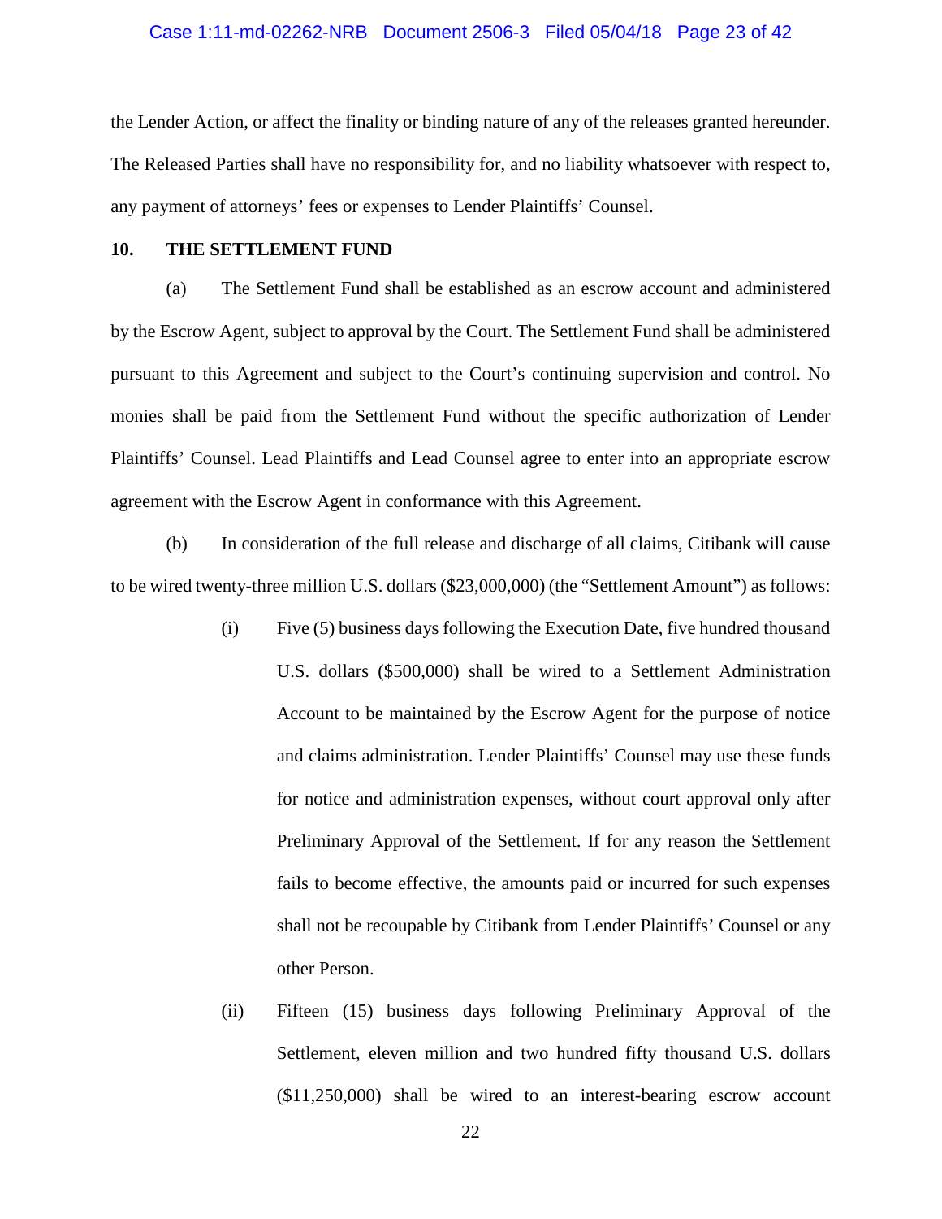the Lender Action, or affect the finality or binding nature of any of the releases granted hereunder. The Released Parties shall have no responsibility for, and no liability whatsoever with respect to, any payment of attorneys' fees or expenses to Lender Plaintiffs' Counsel.

## 10. THE SETTLEMENT FUND

(a) The Settlement Fund shall be established as an escrow account and administered by the Escrow Agent, subject to approval by the Court. The Settlement Fund shall be administered pursuant to this Agreement and subject to the Court's continuing supervision and control. No monies shall be paid from the Settlement Fund without the specific authorization of Lender Plaintiffs' Counsel. Lead Plaintiffs and Lead Counsel agree to enter into an appropriate escrow agreement with the Escrow Agent in conformance with this Agreement.

(b) In consideration of the full release and discharge of all claims, Citibank will cause to be wired twenty-three million U.S. dollars ($23,000,000) (the "Settlement Amount") as follows:

(i) Five (5) business days following the Execution Date, five hundred thousand U.S. dollars ($500,000) shall be wired to a Settlement Administration Account to be maintained by the Escrow Agent for the purpose of notice and claims administration. Lender Plaintiffs' Counsel may use these funds for notice and administration expenses, without court approval only after Preliminary Approval of the Settlement. If for any reason the Settlement fails to become effective, the amounts paid or incurred for such expenses shall not be recoupable by Citibank from Lender Plaintiffs' Counsel or any other Person.

(ii) Fifteen (15) business days following Preliminary Approval of the Settlement, eleven million and two hundred fifty thousand U.S. dollars ($11,250,000) shall be wired to an interest-bearing escrow account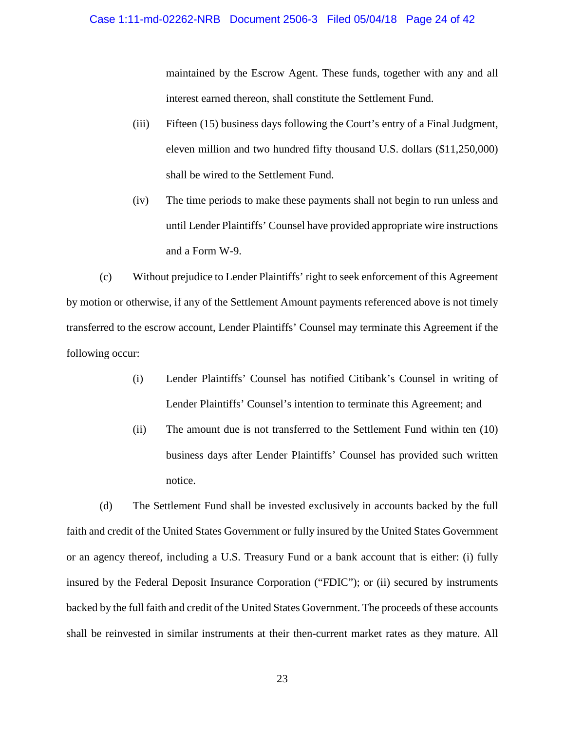maintained by the Escrow Agent. These funds, together with any and all interest earned thereon, shall constitute the Settlement Fund.

(iii) Fifteen (15) business days following the Court's entry of a Final Judgment, eleven million and two hundred fifty thousand U.S. dollars ($11,250,000) shall be wired to the Settlement Fund.

(iv) The time periods to make these payments shall not begin to run unless and until Lender Plaintiffs' Counsel have provided appropriate wire instructions and a Form W-9.

(c) Without prejudice to Lender Plaintiffs' right to seek enforcement of this Agreement by motion or otherwise, if any of the Settlement Amount payments referenced above is not timely transferred to the escrow account, Lender Plaintiffs' Counsel may terminate this Agreement if the following occur:

(i) Lender Plaintiffs' Counsel has notified Citibank's Counsel in writing of Lender Plaintiffs' Counsel's intention to terminate this Agreement; and

(ii) The amount due is not transferred to the Settlement Fund within ten (10) business days after Lender Plaintiffs' Counsel has provided such written notice.

(d) The Settlement Fund shall be invested exclusively in accounts backed by the full faith and credit of the United States Government or fully insured by the United States Government or an agency thereof, including a U.S. Treasury Fund or a bank account that is either: (i) fully insured by the Federal Deposit Insurance Corporation ("FDIC"); or (ii) secured by instruments backed by the full faith and credit of the United States Government. The proceeds of these accounts shall be reinvested in similar instruments at their then-current market rates as they mature. All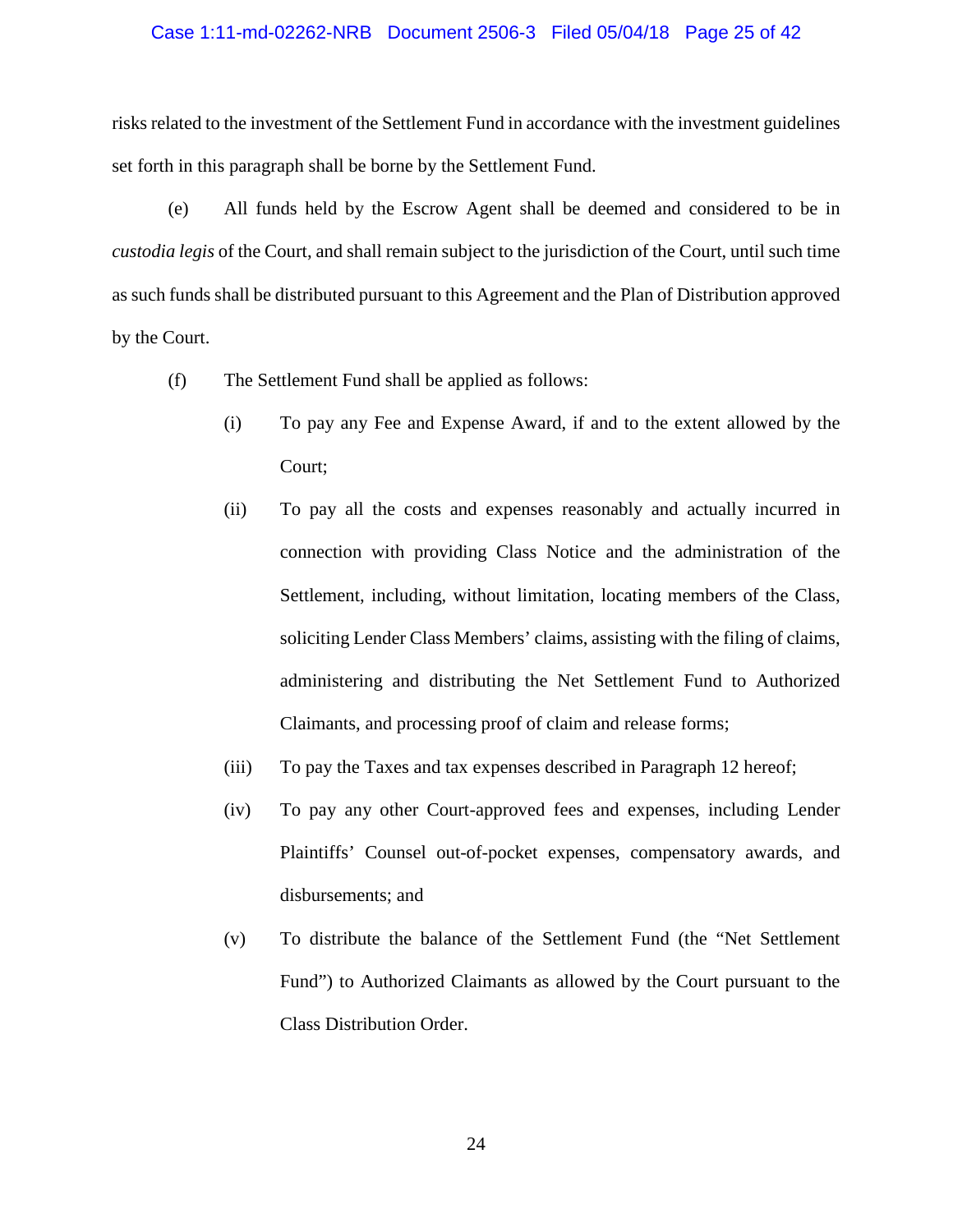risks related to the investment of the Settlement Fund in accordance with the investment guidelines set forth in this paragraph shall be borne by the Settlement Fund.

(e) All funds held by the Escrow Agent shall be deemed and considered to be in *custodia legis* of the Court, and shall remain subject to the jurisdiction of the Court, until such time as such funds shall be distributed pursuant to this Agreement and the Plan of Distribution approved by the Court.

(f) The Settlement Fund shall be applied as follows:

(i) To pay any Fee and Expense Award, if and to the extent allowed by the Court;

(ii) To pay all the costs and expenses reasonably and actually incurred in connection with providing Class Notice and the administration of the Settlement, including, without limitation, locating members of the Class, soliciting Lender Class Members' claims, assisting with the filing of claims, administering and distributing the Net Settlement Fund to Authorized Claimants, and processing proof of claim and release forms;

(iii) To pay the Taxes and tax expenses described in Paragraph 12 hereof;

(iv) To pay any other Court-approved fees and expenses, including Lender Plaintiffs' Counsel out-of-pocket expenses, compensatory awards, and disbursements; and

(v) To distribute the balance of the Settlement Fund (the "Net Settlement Fund") to Authorized Claimants as allowed by the Court pursuant to the Class Distribution Order.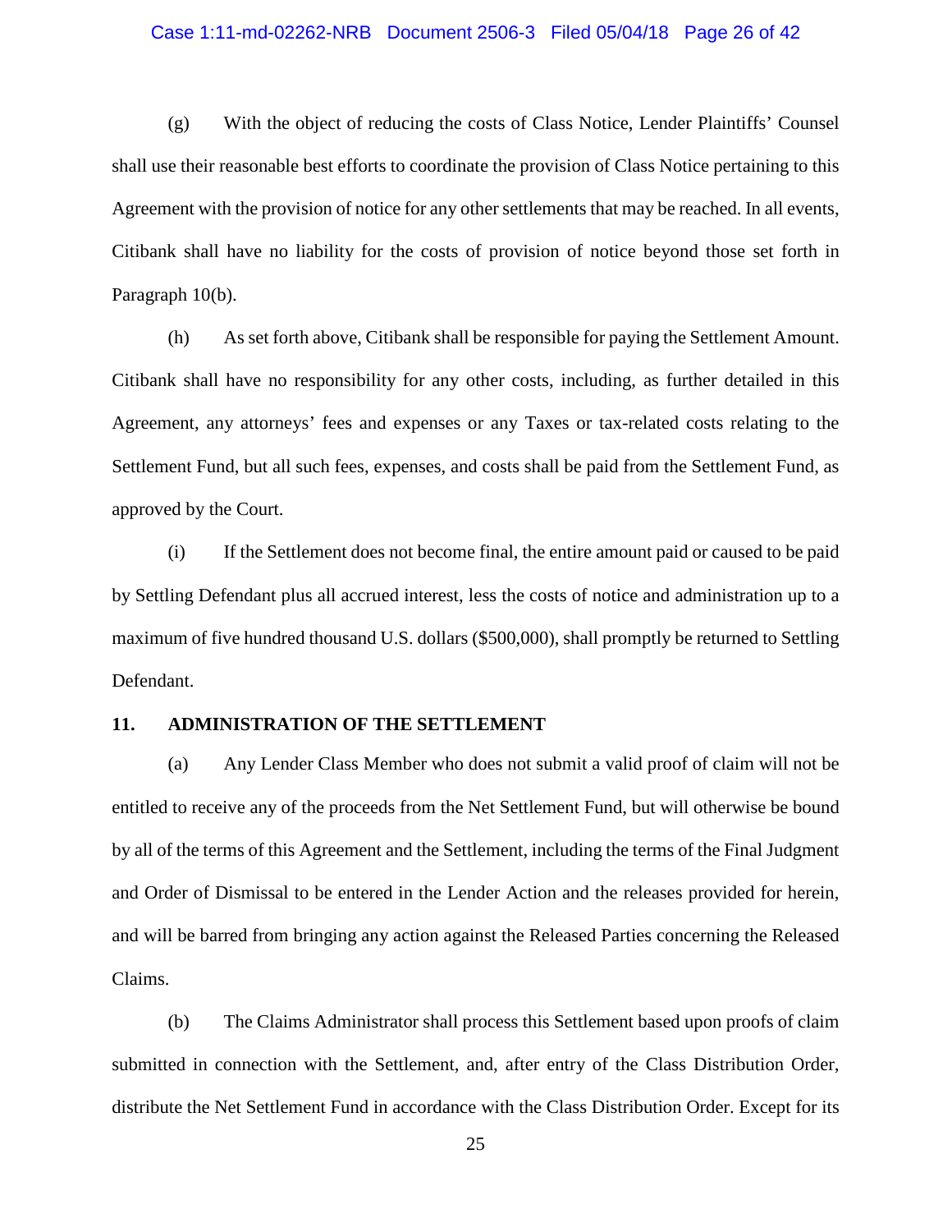(g) With the object of reducing the costs of Class Notice, Lender Plaintiffs' Counsel shall use their reasonable best efforts to coordinate the provision of Class Notice pertaining to this Agreement with the provision of notice for any other settlements that may be reached. In all events, Citibank shall have no liability for the costs of provision of notice beyond those set forth in Paragraph 10(b).

(h) As set forth above, Citibank shall be responsible for paying the Settlement Amount. Citibank shall have no responsibility for any other costs, including, as further detailed in this Agreement, any attorneys' fees and expenses or any Taxes or tax-related costs relating to the Settlement Fund, but all such fees, expenses, and costs shall be paid from the Settlement Fund, as approved by the Court.

(i) If the Settlement does not become final, the entire amount paid or caused to be paid by Settling Defendant plus all accrued interest, less the costs of notice and administration up to a maximum of five hundred thousand U.S. dollars ($500,000), shall promptly be returned to Settling Defendant.

## 11. ADMINISTRATION OF THE SETTLEMENT

(a) Any Lender Class Member who does not submit a valid proof of claim will not be entitled to receive any of the proceeds from the Net Settlement Fund, but will otherwise be bound by all of the terms of this Agreement and the Settlement, including the terms of the Final Judgment and Order of Dismissal to be entered in the Lender Action and the releases provided for herein, and will be barred from bringing any action against the Released Parties concerning the Released Claims.

(b) The Claims Administrator shall process this Settlement based upon proofs of claim submitted in connection with the Settlement, and, after entry of the Class Distribution Order, distribute the Net Settlement Fund in accordance with the Class Distribution Order. Except for its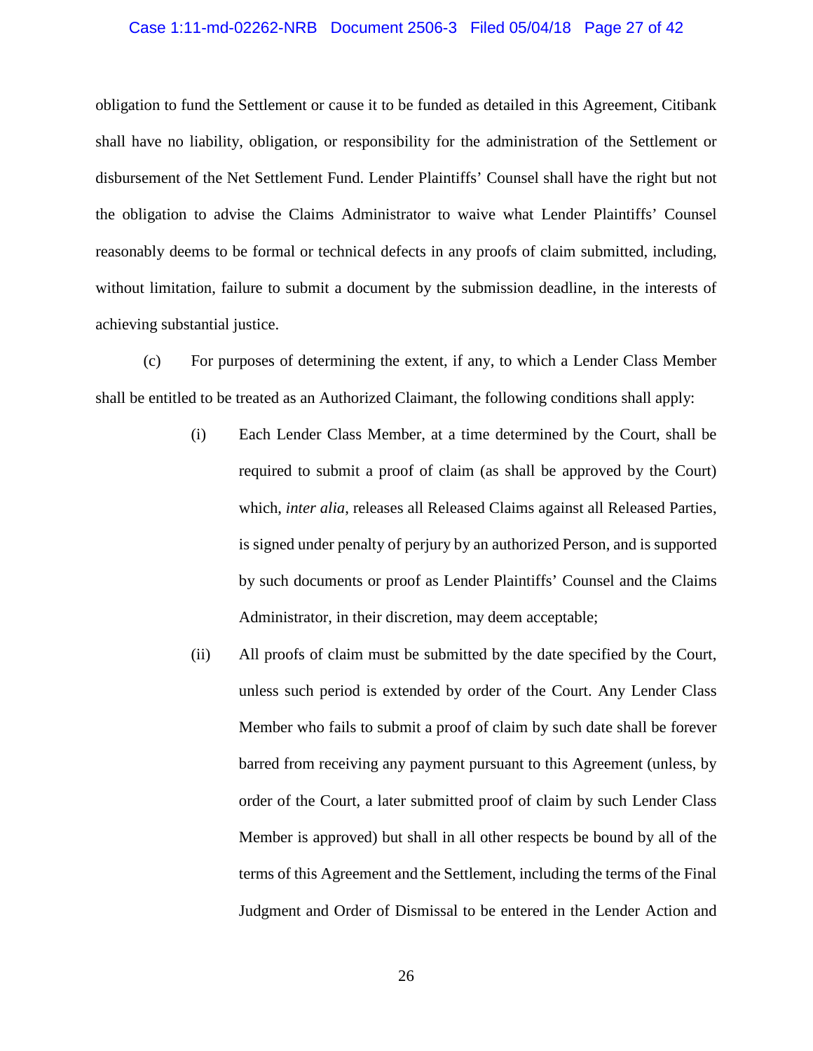obligation to fund the Settlement or cause it to be funded as detailed in this Agreement, Citibank shall have no liability, obligation, or responsibility for the administration of the Settlement or disbursement of the Net Settlement Fund. Lender Plaintiffs' Counsel shall have the right but not the obligation to advise the Claims Administrator to waive what Lender Plaintiffs' Counsel reasonably deems to be formal or technical defects in any proofs of claim submitted, including, without limitation, failure to submit a document by the submission deadline, in the interests of achieving substantial justice.

(c) For purposes of determining the extent, if any, to which a Lender Class Member shall be entitled to be treated as an Authorized Claimant, the following conditions shall apply:

(i) Each Lender Class Member, at a time determined by the Court, shall be required to submit a proof of claim (as shall be approved by the Court) which, *inter alia*, releases all Released Claims against all Released Parties, is signed under penalty of perjury by an authorized Person, and is supported by such documents or proof as Lender Plaintiffs' Counsel and the Claims Administrator, in their discretion, may deem acceptable;

(ii) All proofs of claim must be submitted by the date specified by the Court, unless such period is extended by order of the Court. Any Lender Class Member who fails to submit a proof of claim by such date shall be forever barred from receiving any payment pursuant to this Agreement (unless, by order of the Court, a later submitted proof of claim by such Lender Class Member is approved) but shall in all other respects be bound by all of the terms of this Agreement and the Settlement, including the terms of the Final Judgment and Order of Dismissal to be entered in the Lender Action and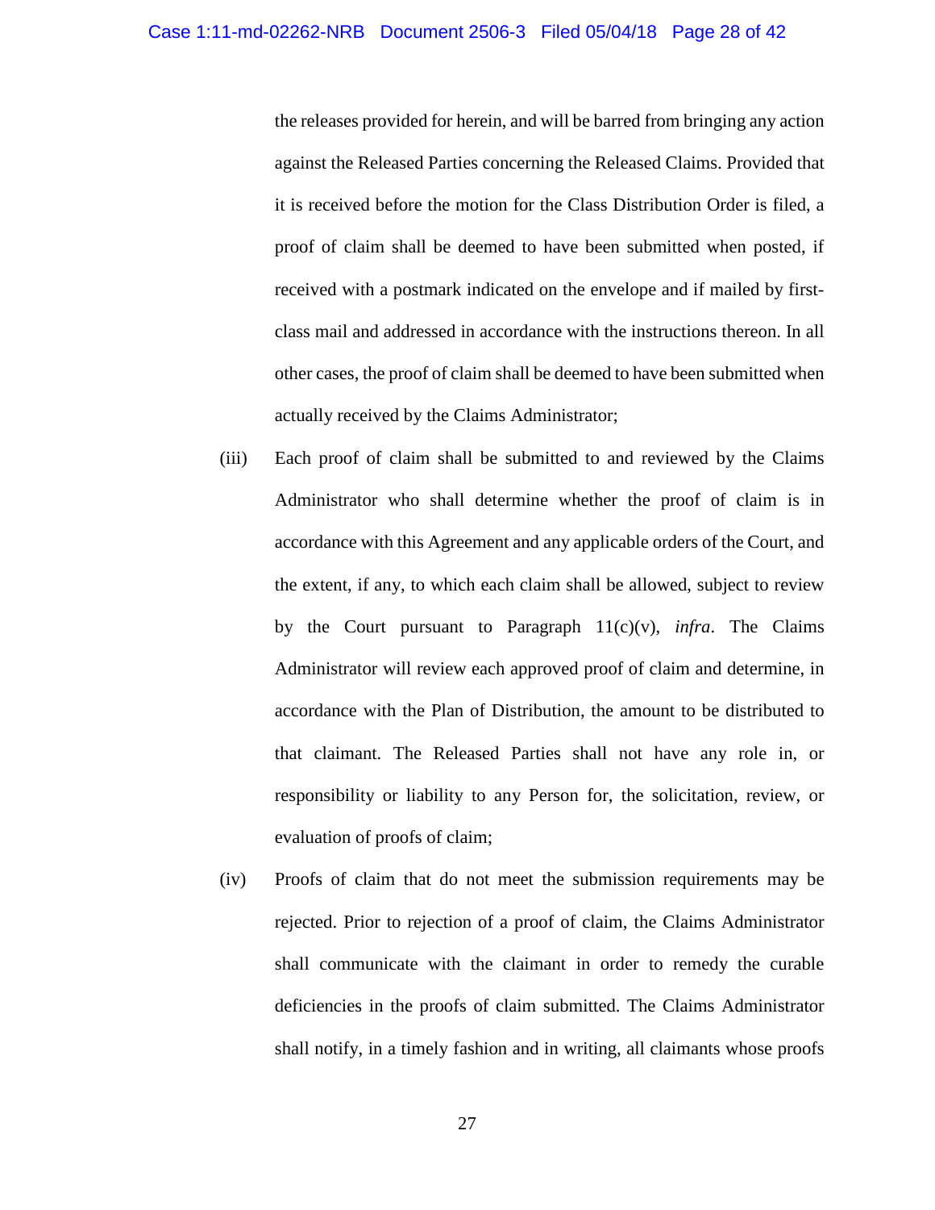the releases provided for herein, and will be barred from bringing any action against the Released Parties concerning the Released Claims. Provided that it is received before the motion for the Class Distribution Order is filed, a proof of claim shall be deemed to have been submitted when posted, if received with a postmark indicated on the envelope and if mailed by first-class mail and addressed in accordance with the instructions thereon. In all other cases, the proof of claim shall be deemed to have been submitted when actually received by the Claims Administrator;

(iii) Each proof of claim shall be submitted to and reviewed by the Claims Administrator who shall determine whether the proof of claim is in accordance with this Agreement and any applicable orders of the Court, and the extent, if any, to which each claim shall be allowed, subject to review by the Court pursuant to Paragraph 11(c)(v), *infra*. The Claims Administrator will review each approved proof of claim and determine, in accordance with the Plan of Distribution, the amount to be distributed to that claimant. The Released Parties shall not have any role in, or responsibility or liability to any Person for, the solicitation, review, or evaluation of proofs of claim;

(iv) Proofs of claim that do not meet the submission requirements may be rejected. Prior to rejection of a proof of claim, the Claims Administrator shall communicate with the claimant in order to remedy the curable deficiencies in the proofs of claim submitted. The Claims Administrator shall notify, in a timely fashion and in writing, all claimants whose proofs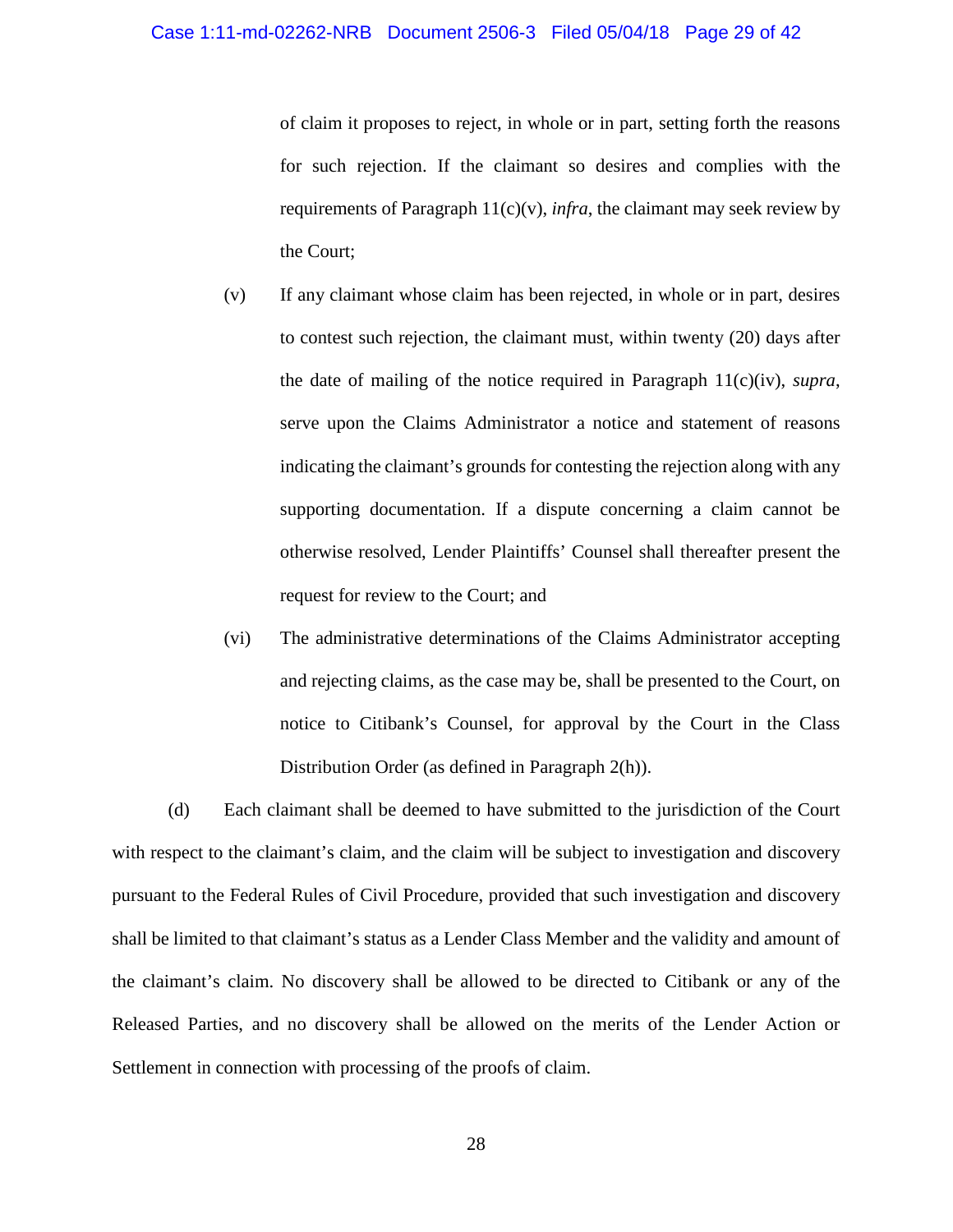of claim it proposes to reject, in whole or in part, setting forth the reasons for such rejection. If the claimant so desires and complies with the requirements of Paragraph 11(c)(v), *infra*, the claimant may seek review by the Court;

(v) If any claimant whose claim has been rejected, in whole or in part, desires to contest such rejection, the claimant must, within twenty (20) days after the date of mailing of the notice required in Paragraph 11(c)(iv), *supra*, serve upon the Claims Administrator a notice and statement of reasons indicating the claimant's grounds for contesting the rejection along with any supporting documentation. If a dispute concerning a claim cannot be otherwise resolved, Lender Plaintiffs' Counsel shall thereafter present the request for review to the Court; and

(vi) The administrative determinations of the Claims Administrator accepting and rejecting claims, as the case may be, shall be presented to the Court, on notice to Citibank's Counsel, for approval by the Court in the Class Distribution Order (as defined in Paragraph 2(h)).

(d) Each claimant shall be deemed to have submitted to the jurisdiction of the Court with respect to the claimant's claim, and the claim will be subject to investigation and discovery pursuant to the Federal Rules of Civil Procedure, provided that such investigation and discovery shall be limited to that claimant's status as a Lender Class Member and the validity and amount of the claimant's claim. No discovery shall be allowed to be directed to Citibank or any of the Released Parties, and no discovery shall be allowed on the merits of the Lender Action or Settlement in connection with processing of the proofs of claim.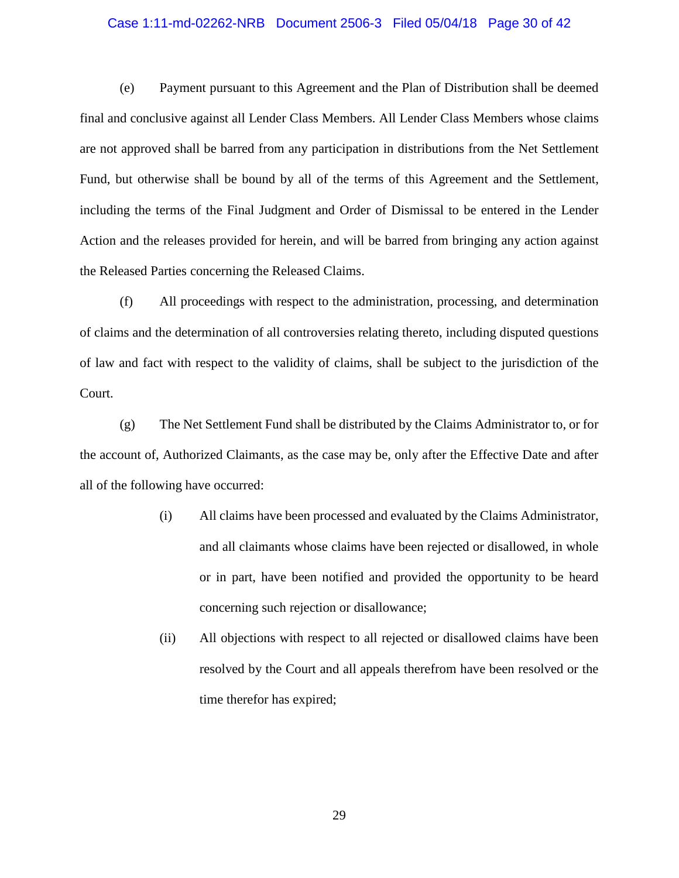(e) Payment pursuant to this Agreement and the Plan of Distribution shall be deemed final and conclusive against all Lender Class Members. All Lender Class Members whose claims are not approved shall be barred from any participation in distributions from the Net Settlement Fund, but otherwise shall be bound by all of the terms of this Agreement and the Settlement, including the terms of the Final Judgment and Order of Dismissal to be entered in the Lender Action and the releases provided for herein, and will be barred from bringing any action against the Released Parties concerning the Released Claims.

(f) All proceedings with respect to the administration, processing, and determination of claims and the determination of all controversies relating thereto, including disputed questions of law and fact with respect to the validity of claims, shall be subject to the jurisdiction of the Court.

(g) The Net Settlement Fund shall be distributed by the Claims Administrator to, or for the account of, Authorized Claimants, as the case may be, only after the Effective Date and after all of the following have occurred:

> (i) All claims have been processed and evaluated by the Claims Administrator, and all claimants whose claims have been rejected or disallowed, in whole or in part, have been notified and provided the opportunity to be heard concerning such rejection or disallowance;
>
> (ii) All objections with respect to all rejected or disallowed claims have been resolved by the Court and all appeals therefrom have been resolved or the time therefor has expired;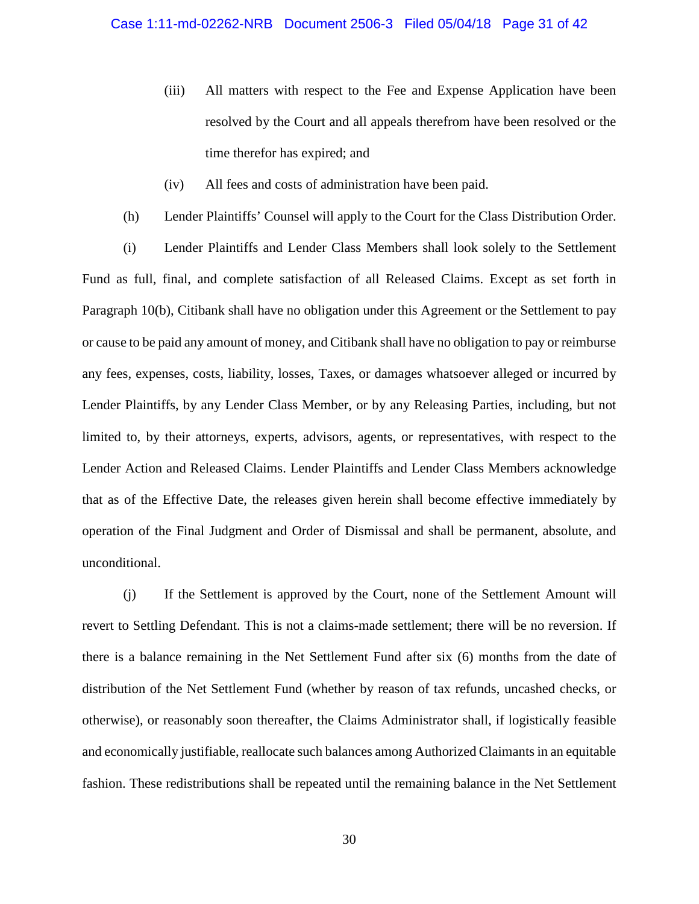(iii) All matters with respect to the Fee and Expense Application have been resolved by the Court and all appeals therefrom have been resolved or the time therefor has expired; and

(iv) All fees and costs of administration have been paid.

(h) Lender Plaintiffs' Counsel will apply to the Court for the Class Distribution Order.

(i) Lender Plaintiffs and Lender Class Members shall look solely to the Settlement Fund as full, final, and complete satisfaction of all Released Claims. Except as set forth in Paragraph 10(b), Citibank shall have no obligation under this Agreement or the Settlement to pay or cause to be paid any amount of money, and Citibank shall have no obligation to pay or reimburse any fees, expenses, costs, liability, losses, Taxes, or damages whatsoever alleged or incurred by Lender Plaintiffs, by any Lender Class Member, or by any Releasing Parties, including, but not limited to, by their attorneys, experts, advisors, agents, or representatives, with respect to the Lender Action and Released Claims. Lender Plaintiffs and Lender Class Members acknowledge that as of the Effective Date, the releases given herein shall become effective immediately by operation of the Final Judgment and Order of Dismissal and shall be permanent, absolute, and unconditional.

(j) If the Settlement is approved by the Court, none of the Settlement Amount will revert to Settling Defendant. This is not a claims-made settlement; there will be no reversion. If there is a balance remaining in the Net Settlement Fund after six (6) months from the date of distribution of the Net Settlement Fund (whether by reason of tax refunds, uncashed checks, or otherwise), or reasonably soon thereafter, the Claims Administrator shall, if logistically feasible and economically justifiable, reallocate such balances among Authorized Claimants in an equitable fashion. These redistributions shall be repeated until the remaining balance in the Net Settlement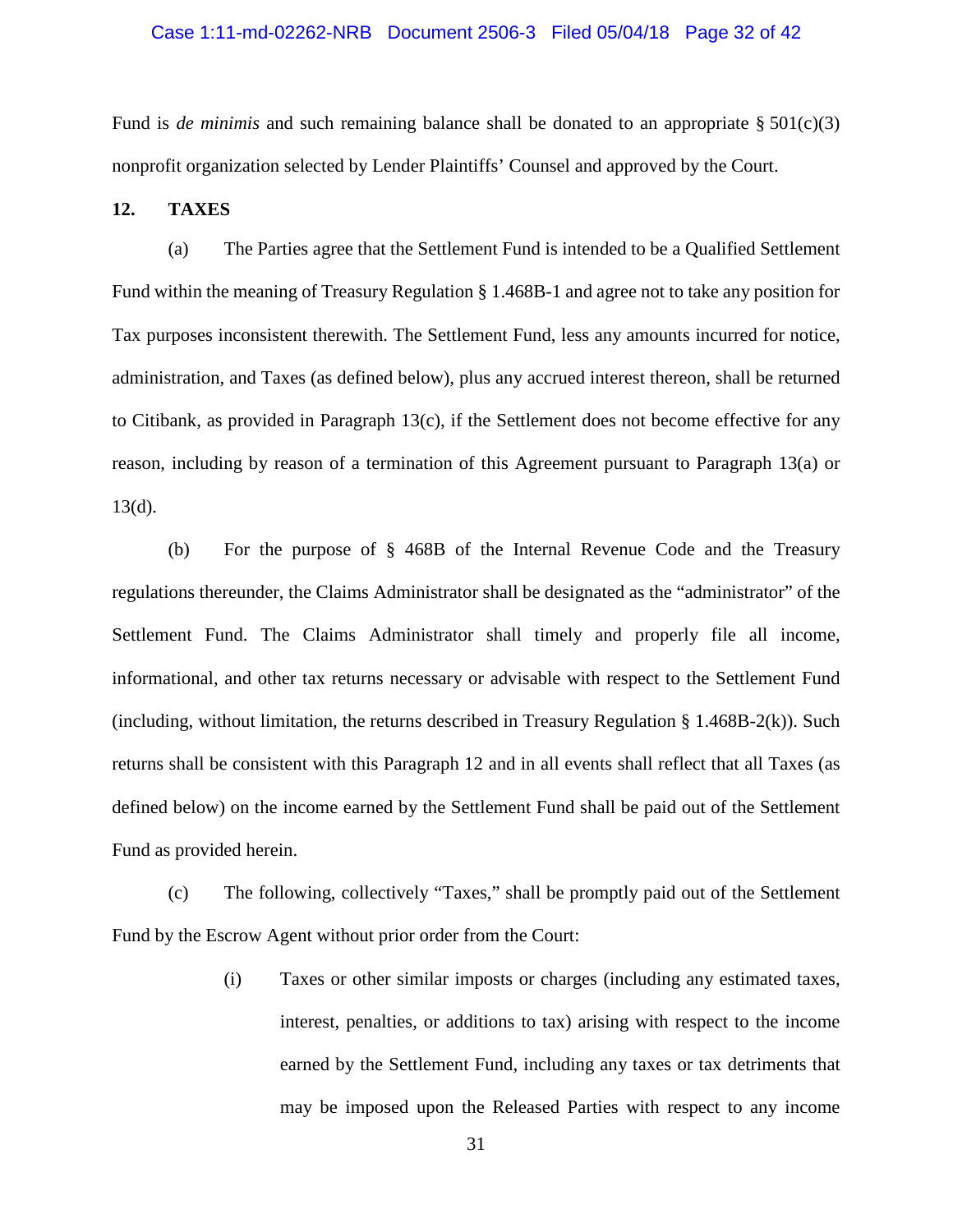Fund is *de minimis* and such remaining balance shall be donated to an appropriate § 501(c)(3) nonprofit organization selected by Lender Plaintiffs' Counsel and approved by the Court.

**12. TAXES**

(a) The Parties agree that the Settlement Fund is intended to be a Qualified Settlement Fund within the meaning of Treasury Regulation § 1.468B-1 and agree not to take any position for Tax purposes inconsistent therewith. The Settlement Fund, less any amounts incurred for notice, administration, and Taxes (as defined below), plus any accrued interest thereon, shall be returned to Citibank, as provided in Paragraph 13(c), if the Settlement does not become effective for any reason, including by reason of a termination of this Agreement pursuant to Paragraph 13(a) or 13(d).

(b) For the purpose of § 468B of the Internal Revenue Code and the Treasury regulations thereunder, the Claims Administrator shall be designated as the "administrator" of the Settlement Fund. The Claims Administrator shall timely and properly file all income, informational, and other tax returns necessary or advisable with respect to the Settlement Fund (including, without limitation, the returns described in Treasury Regulation § 1.468B-2(k)). Such returns shall be consistent with this Paragraph 12 and in all events shall reflect that all Taxes (as defined below) on the income earned by the Settlement Fund shall be paid out of the Settlement Fund as provided herein.

(c) The following, collectively "Taxes," shall be promptly paid out of the Settlement Fund by the Escrow Agent without prior order from the Court:

> (i) Taxes or other similar imposts or charges (including any estimated taxes, interest, penalties, or additions to tax) arising with respect to the income earned by the Settlement Fund, including any taxes or tax detriments that may be imposed upon the Released Parties with respect to any income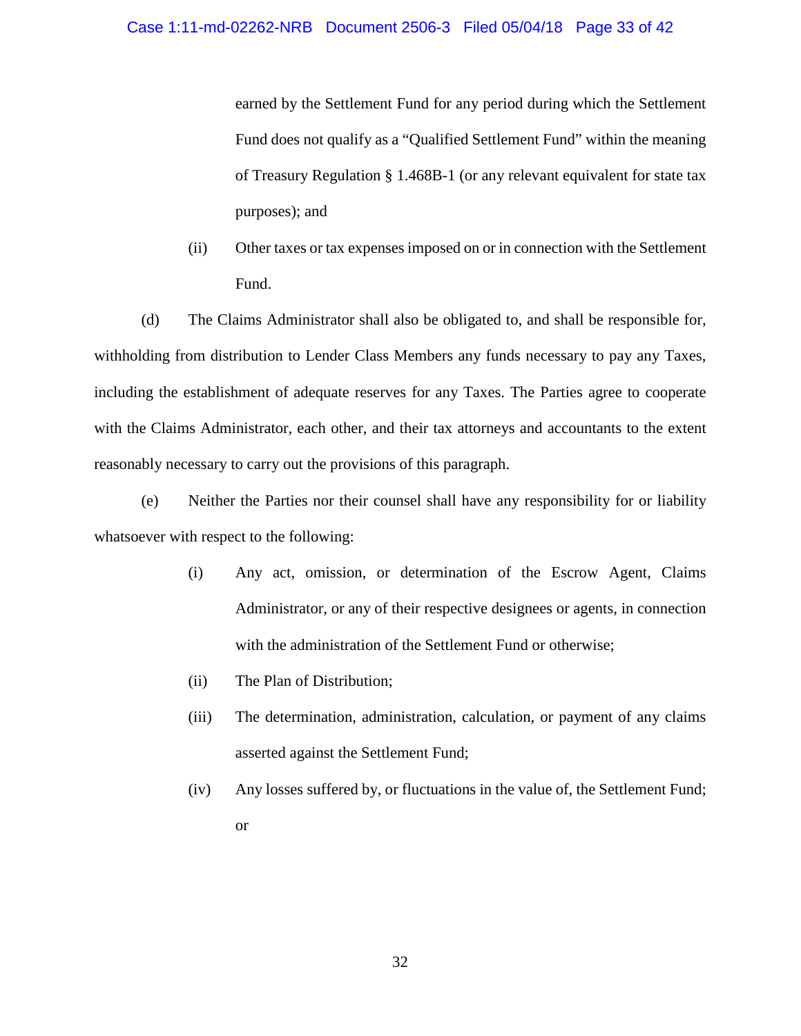earned by the Settlement Fund for any period during which the Settlement Fund does not qualify as a "Qualified Settlement Fund" within the meaning of Treasury Regulation § 1.468B-1 (or any relevant equivalent for state tax purposes); and

(ii) Other taxes or tax expenses imposed on or in connection with the Settlement Fund.

(d) The Claims Administrator shall also be obligated to, and shall be responsible for, withholding from distribution to Lender Class Members any funds necessary to pay any Taxes, including the establishment of adequate reserves for any Taxes. The Parties agree to cooperate with the Claims Administrator, each other, and their tax attorneys and accountants to the extent reasonably necessary to carry out the provisions of this paragraph.

(e) Neither the Parties nor their counsel shall have any responsibility for or liability whatsoever with respect to the following:

(i) Any act, omission, or determination of the Escrow Agent, Claims Administrator, or any of their respective designees or agents, in connection with the administration of the Settlement Fund or otherwise;

(ii) The Plan of Distribution;

(iii) The determination, administration, calculation, or payment of any claims asserted against the Settlement Fund;

(iv) Any losses suffered by, or fluctuations in the value of, the Settlement Fund; or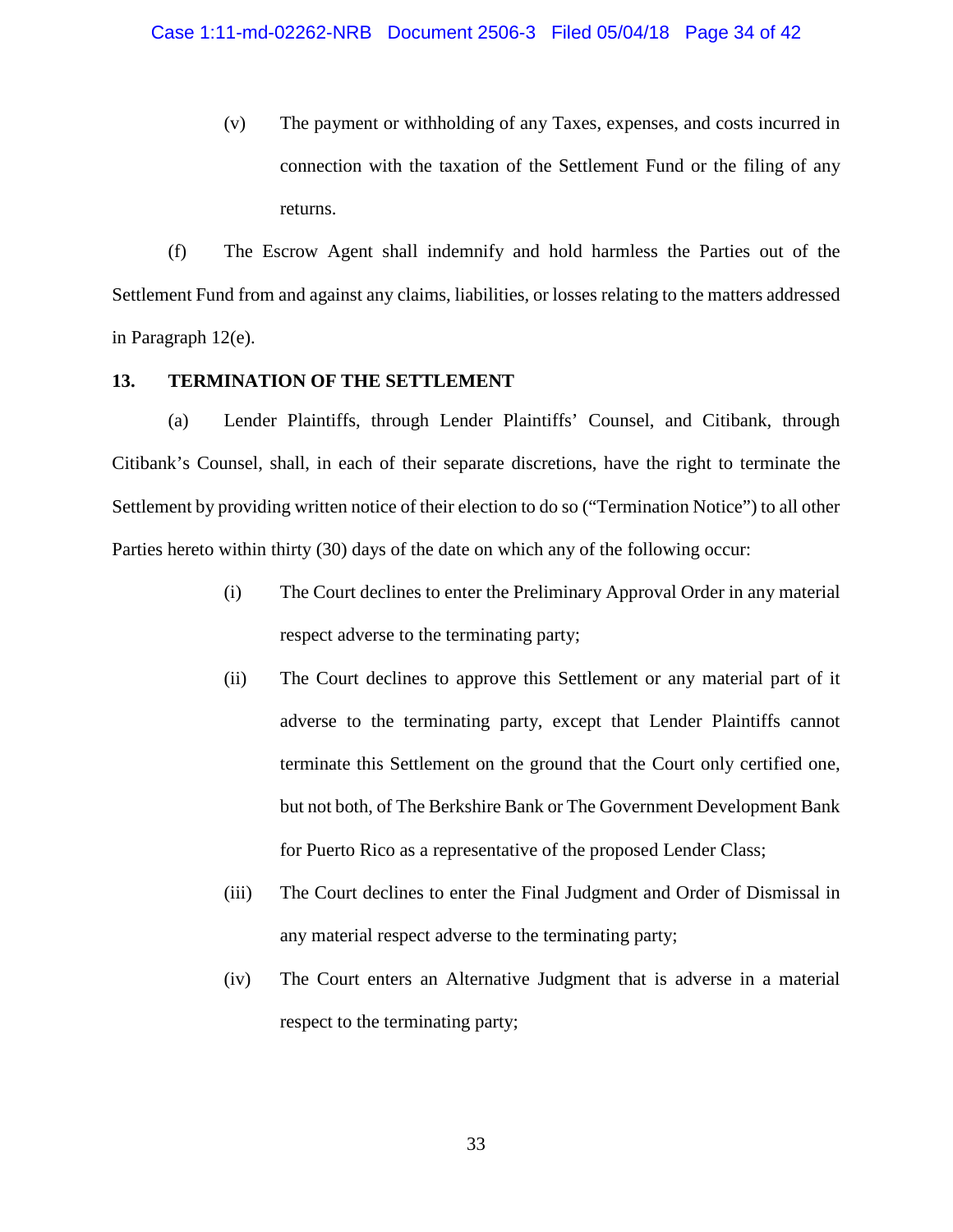(v) The payment or withholding of any Taxes, expenses, and costs incurred in connection with the taxation of the Settlement Fund or the filing of any returns.

(f) The Escrow Agent shall indemnify and hold harmless the Parties out of the Settlement Fund from and against any claims, liabilities, or losses relating to the matters addressed in Paragraph 12(e).

**13. TERMINATION OF THE SETTLEMENT**

(a) Lender Plaintiffs, through Lender Plaintiffs' Counsel, and Citibank, through Citibank's Counsel, shall, in each of their separate discretions, have the right to terminate the Settlement by providing written notice of their election to do so ("Termination Notice") to all other Parties hereto within thirty (30) days of the date on which any of the following occur:

(i) The Court declines to enter the Preliminary Approval Order in any material respect adverse to the terminating party;

(ii) The Court declines to approve this Settlement or any material part of it adverse to the terminating party, except that Lender Plaintiffs cannot terminate this Settlement on the ground that the Court only certified one, but not both, of The Berkshire Bank or The Government Development Bank for Puerto Rico as a representative of the proposed Lender Class;

(iii) The Court declines to enter the Final Judgment and Order of Dismissal in any material respect adverse to the terminating party;

(iv) The Court enters an Alternative Judgment that is adverse in a material respect to the terminating party;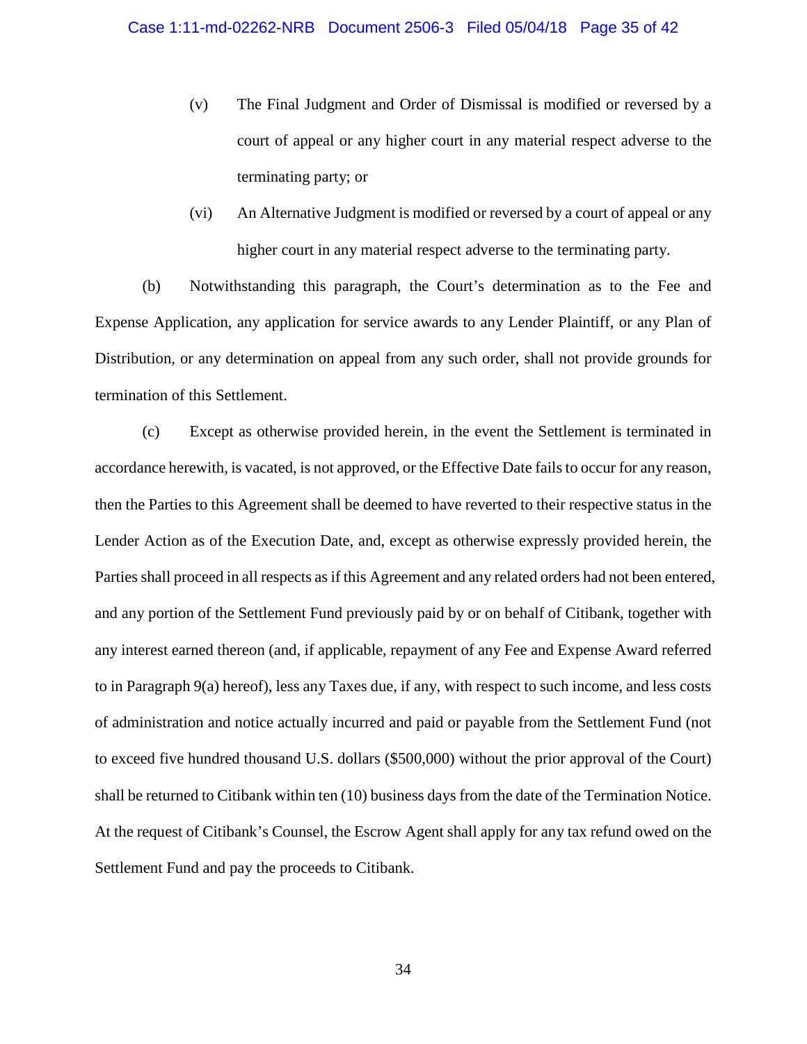(v) The Final Judgment and Order of Dismissal is modified or reversed by a court of appeal or any higher court in any material respect adverse to the terminating party; or

(vi) An Alternative Judgment is modified or reversed by a court of appeal or any higher court in any material respect adverse to the terminating party.

(b) Notwithstanding this paragraph, the Court's determination as to the Fee and Expense Application, any application for service awards to any Lender Plaintiff, or any Plan of Distribution, or any determination on appeal from any such order, shall not provide grounds for termination of this Settlement.

(c) Except as otherwise provided herein, in the event the Settlement is terminated in accordance herewith, is vacated, is not approved, or the Effective Date fails to occur for any reason, then the Parties to this Agreement shall be deemed to have reverted to their respective status in the Lender Action as of the Execution Date, and, except as otherwise expressly provided herein, the Parties shall proceed in all respects as if this Agreement and any related orders had not been entered, and any portion of the Settlement Fund previously paid by or on behalf of Citibank, together with any interest earned thereon (and, if applicable, repayment of any Fee and Expense Award referred to in Paragraph 9(a) hereof), less any Taxes due, if any, with respect to such income, and less costs of administration and notice actually incurred and paid or payable from the Settlement Fund (not to exceed five hundred thousand U.S. dollars ($500,000) without the prior approval of the Court) shall be returned to Citibank within ten (10) business days from the date of the Termination Notice. At the request of Citibank's Counsel, the Escrow Agent shall apply for any tax refund owed on the Settlement Fund and pay the proceeds to Citibank.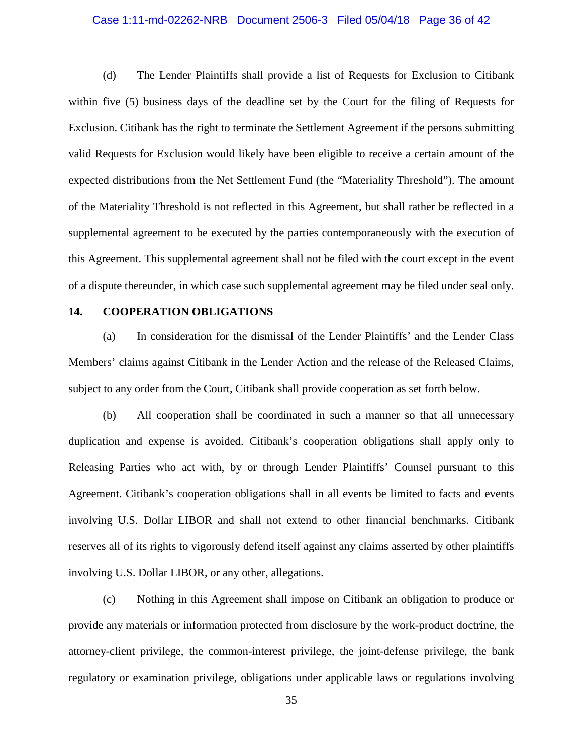(d) The Lender Plaintiffs shall provide a list of Requests for Exclusion to Citibank within five (5) business days of the deadline set by the Court for the filing of Requests for Exclusion. Citibank has the right to terminate the Settlement Agreement if the persons submitting valid Requests for Exclusion would likely have been eligible to receive a certain amount of the expected distributions from the Net Settlement Fund (the "Materiality Threshold"). The amount of the Materiality Threshold is not reflected in this Agreement, but shall rather be reflected in a supplemental agreement to be executed by the parties contemporaneously with the execution of this Agreement. This supplemental agreement shall not be filed with the court except in the event of a dispute thereunder, in which case such supplemental agreement may be filed under seal only.

## 14. COOPERATION OBLIGATIONS

(a) In consideration for the dismissal of the Lender Plaintiffs' and the Lender Class Members' claims against Citibank in the Lender Action and the release of the Released Claims, subject to any order from the Court, Citibank shall provide cooperation as set forth below.

(b) All cooperation shall be coordinated in such a manner so that all unnecessary duplication and expense is avoided. Citibank's cooperation obligations shall apply only to Releasing Parties who act with, by or through Lender Plaintiffs' Counsel pursuant to this Agreement. Citibank's cooperation obligations shall in all events be limited to facts and events involving U.S. Dollar LIBOR and shall not extend to other financial benchmarks. Citibank reserves all of its rights to vigorously defend itself against any claims asserted by other plaintiffs involving U.S. Dollar LIBOR, or any other, allegations.

(c) Nothing in this Agreement shall impose on Citibank an obligation to produce or provide any materials or information protected from disclosure by the work-product doctrine, the attorney-client privilege, the common-interest privilege, the joint-defense privilege, the bank regulatory or examination privilege, obligations under applicable laws or regulations involving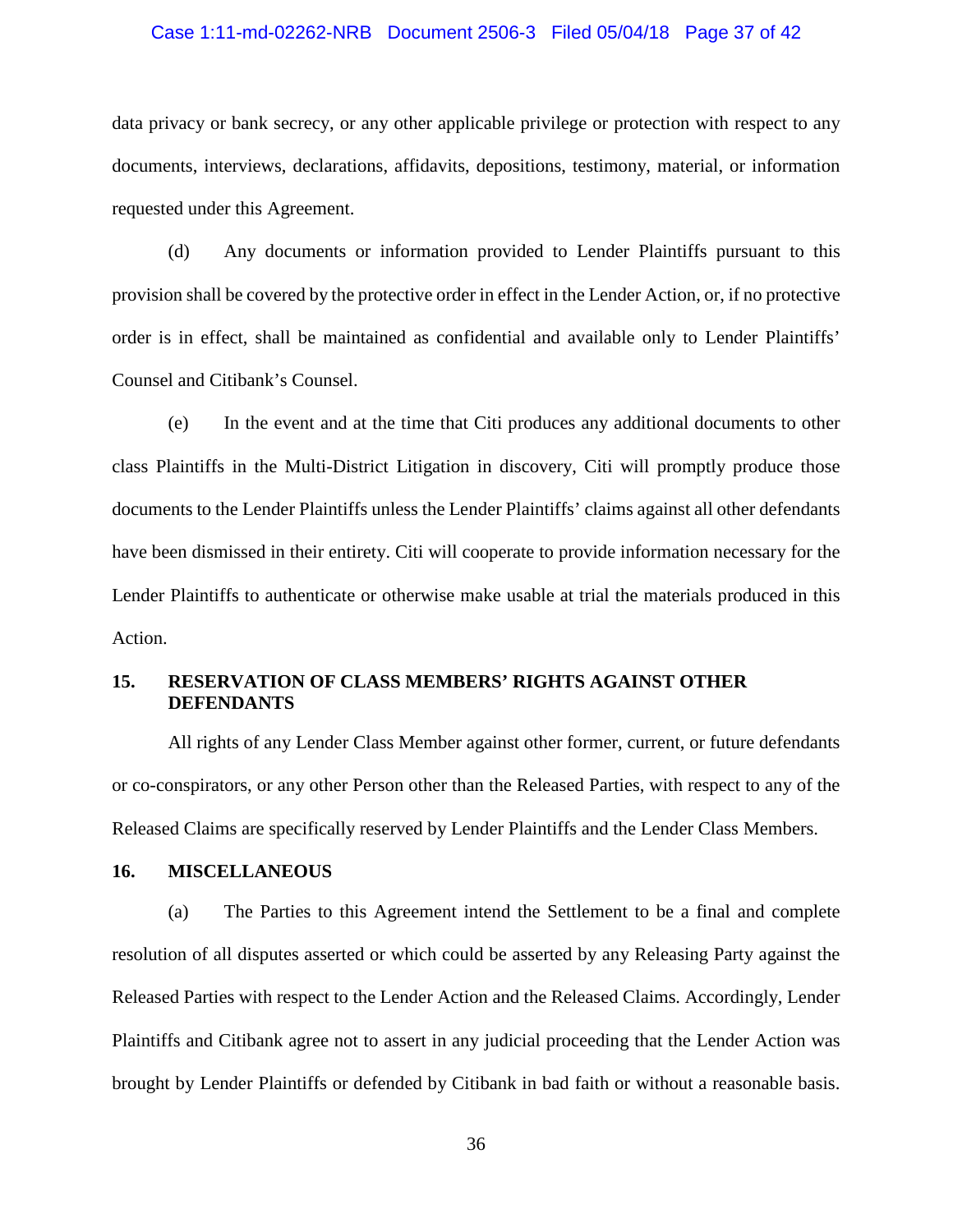data privacy or bank secrecy, or any other applicable privilege or protection with respect to any documents, interviews, declarations, affidavits, depositions, testimony, material, or information requested under this Agreement.

(d) Any documents or information provided to Lender Plaintiffs pursuant to this provision shall be covered by the protective order in effect in the Lender Action, or, if no protective order is in effect, shall be maintained as confidential and available only to Lender Plaintiffs' Counsel and Citibank's Counsel.

(e) In the event and at the time that Citi produces any additional documents to other class Plaintiffs in the Multi-District Litigation in discovery, Citi will promptly produce those documents to the Lender Plaintiffs unless the Lender Plaintiffs' claims against all other defendants have been dismissed in their entirety. Citi will cooperate to provide information necessary for the Lender Plaintiffs to authenticate or otherwise make usable at trial the materials produced in this Action.

## 15. RESERVATION OF CLASS MEMBERS' RIGHTS AGAINST OTHER DEFENDANTS

All rights of any Lender Class Member against other former, current, or future defendants or co-conspirators, or any other Person other than the Released Parties, with respect to any of the Released Claims are specifically reserved by Lender Plaintiffs and the Lender Class Members.

## 16. MISCELLANEOUS

(a) The Parties to this Agreement intend the Settlement to be a final and complete resolution of all disputes asserted or which could be asserted by any Releasing Party against the Released Parties with respect to the Lender Action and the Released Claims. Accordingly, Lender Plaintiffs and Citibank agree not to assert in any judicial proceeding that the Lender Action was brought by Lender Plaintiffs or defended by Citibank in bad faith or without a reasonable basis.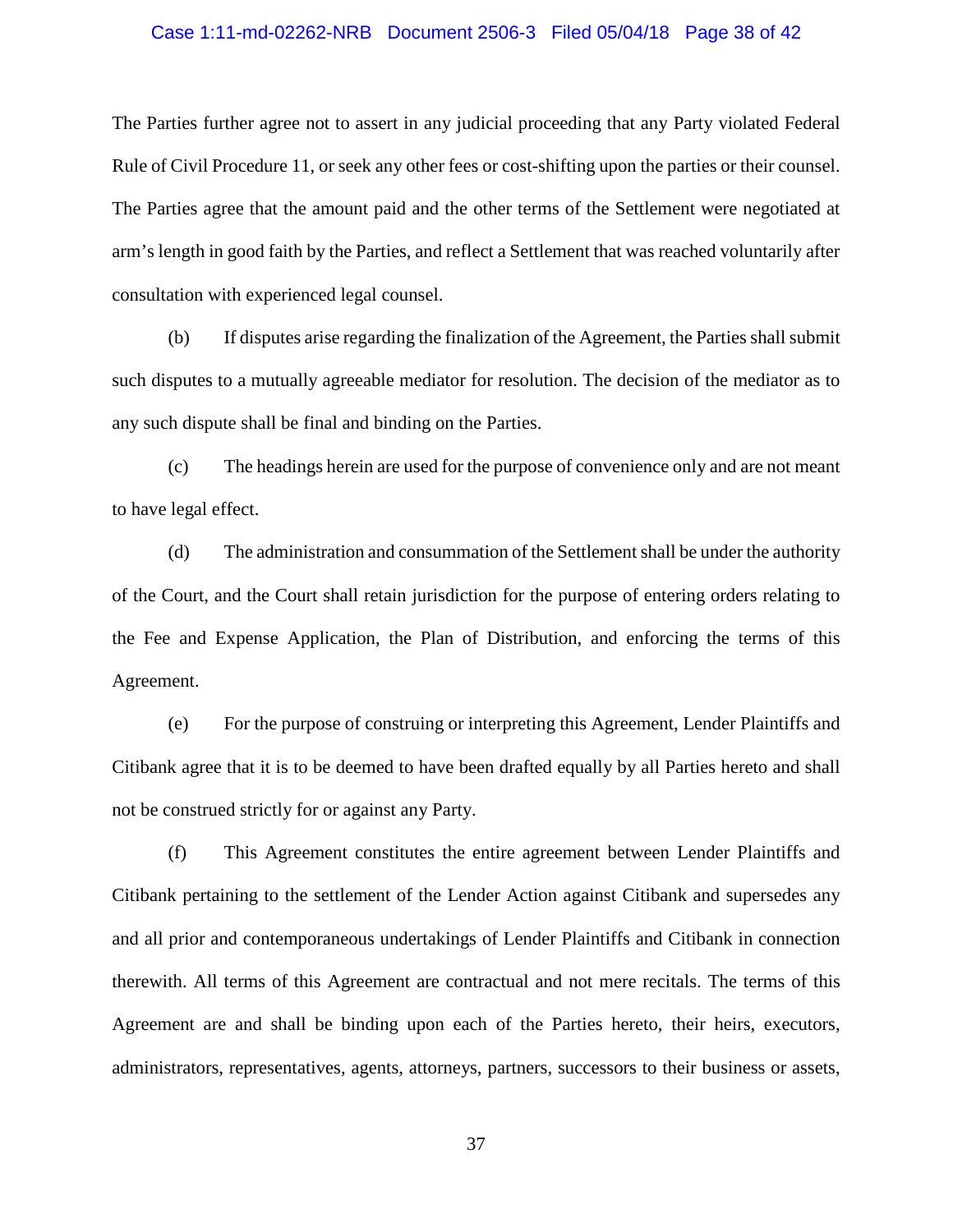The Parties further agree not to assert in any judicial proceeding that any Party violated Federal Rule of Civil Procedure 11, or seek any other fees or cost-shifting upon the parties or their counsel. The Parties agree that the amount paid and the other terms of the Settlement were negotiated at arm's length in good faith by the Parties, and reflect a Settlement that was reached voluntarily after consultation with experienced legal counsel.

(b) If disputes arise regarding the finalization of the Agreement, the Parties shall submit such disputes to a mutually agreeable mediator for resolution. The decision of the mediator as to any such dispute shall be final and binding on the Parties.

(c) The headings herein are used for the purpose of convenience only and are not meant to have legal effect.

(d) The administration and consummation of the Settlement shall be under the authority of the Court, and the Court shall retain jurisdiction for the purpose of entering orders relating to the Fee and Expense Application, the Plan of Distribution, and enforcing the terms of this Agreement.

(e) For the purpose of construing or interpreting this Agreement, Lender Plaintiffs and Citibank agree that it is to be deemed to have been drafted equally by all Parties hereto and shall not be construed strictly for or against any Party.

(f) This Agreement constitutes the entire agreement between Lender Plaintiffs and Citibank pertaining to the settlement of the Lender Action against Citibank and supersedes any and all prior and contemporaneous undertakings of Lender Plaintiffs and Citibank in connection therewith. All terms of this Agreement are contractual and not mere recitals. The terms of this Agreement are and shall be binding upon each of the Parties hereto, their heirs, executors, administrators, representatives, agents, attorneys, partners, successors to their business or assets,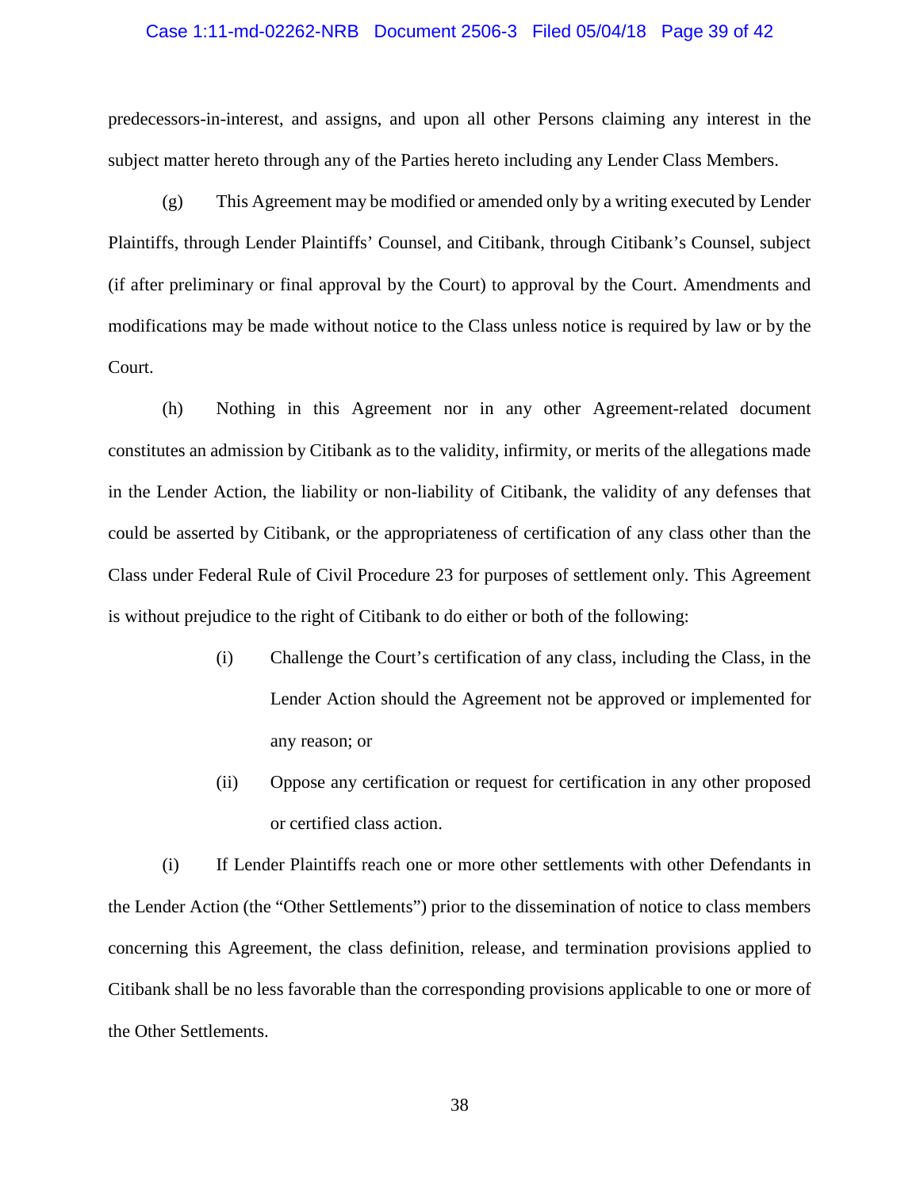predecessors-in-interest, and assigns, and upon all other Persons claiming any interest in the subject matter hereto through any of the Parties hereto including any Lender Class Members.

(g) This Agreement may be modified or amended only by a writing executed by Lender Plaintiffs, through Lender Plaintiffs' Counsel, and Citibank, through Citibank's Counsel, subject (if after preliminary or final approval by the Court) to approval by the Court. Amendments and modifications may be made without notice to the Class unless notice is required by law or by the Court.

(h) Nothing in this Agreement nor in any other Agreement-related document constitutes an admission by Citibank as to the validity, infirmity, or merits of the allegations made in the Lender Action, the liability or non-liability of Citibank, the validity of any defenses that could be asserted by Citibank, or the appropriateness of certification of any class other than the Class under Federal Rule of Civil Procedure 23 for purposes of settlement only. This Agreement is without prejudice to the right of Citibank to do either or both of the following:

> (i) Challenge the Court's certification of any class, including the Class, in the Lender Action should the Agreement not be approved or implemented for any reason; or
>
> (ii) Oppose any certification or request for certification in any other proposed or certified class action.

(i) If Lender Plaintiffs reach one or more other settlements with other Defendants in the Lender Action (the "Other Settlements") prior to the dissemination of notice to class members concerning this Agreement, the class definition, release, and termination provisions applied to Citibank shall be no less favorable than the corresponding provisions applicable to one or more of the Other Settlements.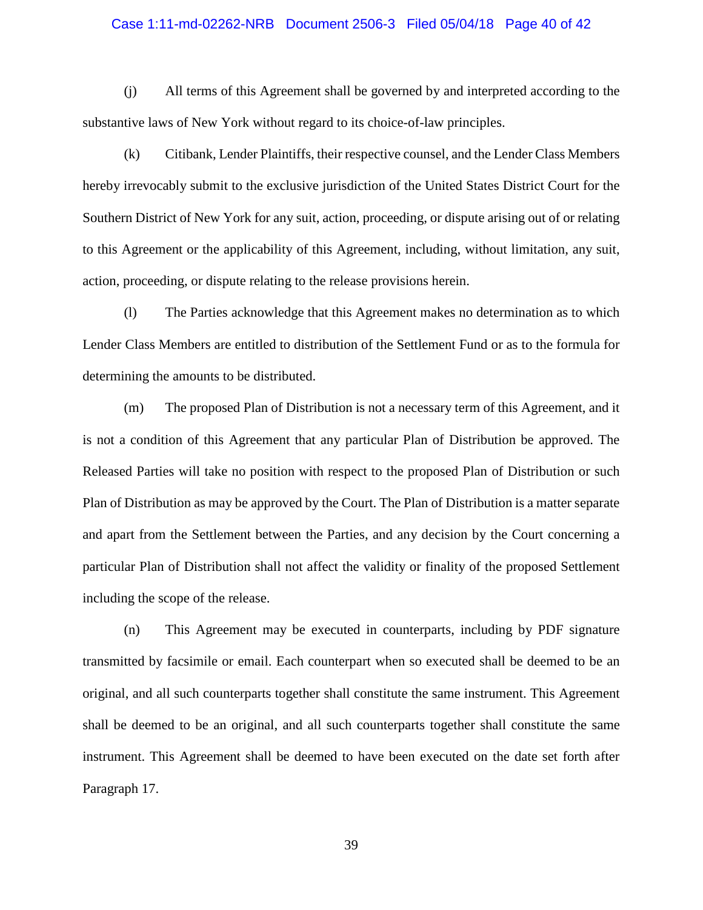(j) All terms of this Agreement shall be governed by and interpreted according to the substantive laws of New York without regard to its choice-of-law principles.

(k) Citibank, Lender Plaintiffs, their respective counsel, and the Lender Class Members hereby irrevocably submit to the exclusive jurisdiction of the United States District Court for the Southern District of New York for any suit, action, proceeding, or dispute arising out of or relating to this Agreement or the applicability of this Agreement, including, without limitation, any suit, action, proceeding, or dispute relating to the release provisions herein.

(l) The Parties acknowledge that this Agreement makes no determination as to which Lender Class Members are entitled to distribution of the Settlement Fund or as to the formula for determining the amounts to be distributed.

(m) The proposed Plan of Distribution is not a necessary term of this Agreement, and it is not a condition of this Agreement that any particular Plan of Distribution be approved. The Released Parties will take no position with respect to the proposed Plan of Distribution or such Plan of Distribution as may be approved by the Court. The Plan of Distribution is a matter separate and apart from the Settlement between the Parties, and any decision by the Court concerning a particular Plan of Distribution shall not affect the validity or finality of the proposed Settlement including the scope of the release.

(n) This Agreement may be executed in counterparts, including by PDF signature transmitted by facsimile or email. Each counterpart when so executed shall be deemed to be an original, and all such counterparts together shall constitute the same instrument. This Agreement shall be deemed to be an original, and all such counterparts together shall constitute the same instrument. This Agreement shall be deemed to have been executed on the date set forth after Paragraph 17.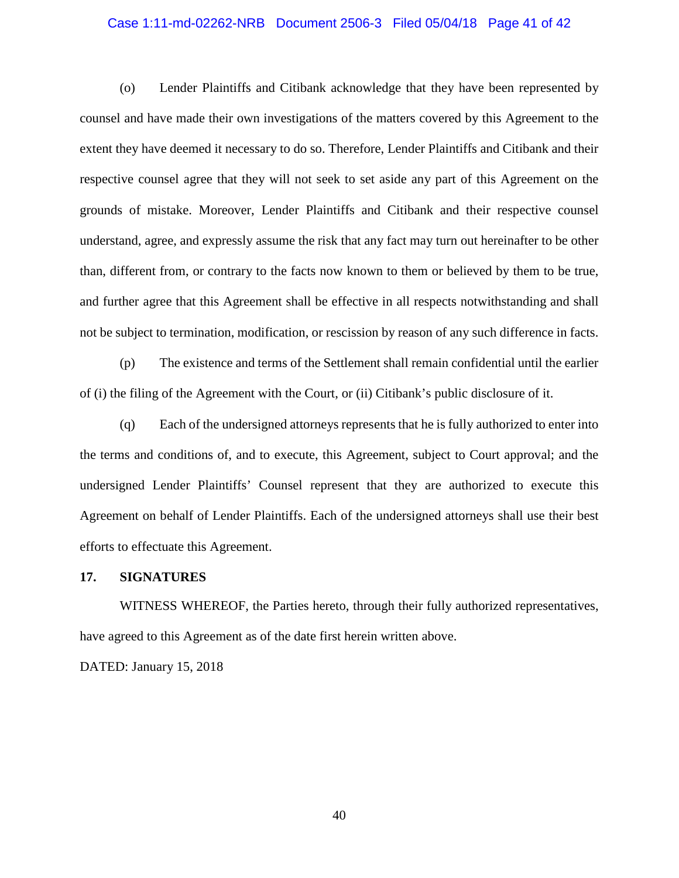(o) Lender Plaintiffs and Citibank acknowledge that they have been represented by counsel and have made their own investigations of the matters covered by this Agreement to the extent they have deemed it necessary to do so. Therefore, Lender Plaintiffs and Citibank and their respective counsel agree that they will not seek to set aside any part of this Agreement on the grounds of mistake. Moreover, Lender Plaintiffs and Citibank and their respective counsel understand, agree, and expressly assume the risk that any fact may turn out hereinafter to be other than, different from, or contrary to the facts now known to them or believed by them to be true, and further agree that this Agreement shall be effective in all respects notwithstanding and shall not be subject to termination, modification, or rescission by reason of any such difference in facts.

(p) The existence and terms of the Settlement shall remain confidential until the earlier of (i) the filing of the Agreement with the Court, or (ii) Citibank's public disclosure of it.

(q) Each of the undersigned attorneys represents that he is fully authorized to enter into the terms and conditions of, and to execute, this Agreement, subject to Court approval; and the undersigned Lender Plaintiffs' Counsel represent that they are authorized to execute this Agreement on behalf of Lender Plaintiffs. Each of the undersigned attorneys shall use their best efforts to effectuate this Agreement.

**17. SIGNATURES**

WITNESS WHEREOF, the Parties hereto, through their fully authorized representatives, have agreed to this Agreement as of the date first herein written above.

DATED: January 15, 2018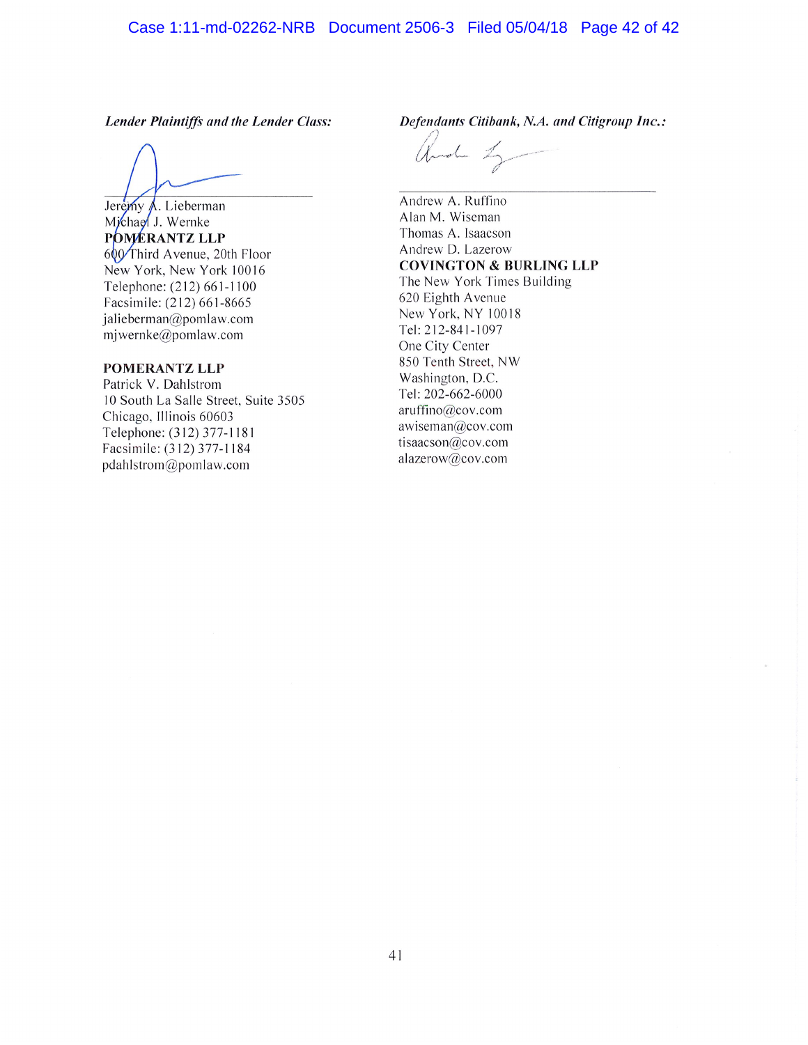*Lender Plaintiffs and the Lender Class:*

Jeremy A. Lieberman
Michael J. Wernke
**POMERANTZ LLP**
600 Third Avenue, 20th Floor
New York, New York 10016
Telephone: (212) 661-1100
Facsimile: (212) 661-8665
jalieberman@pomlaw.com
mjwernke@pomlaw.com

**POMERANTZ LLP**
Patrick V. Dahlstrom
10 South La Salle Street, Suite 3505
Chicago, Illinois 60603
Telephone: (312) 377-1181
Facsimile: (312) 377-1184
pdahlstrom@pomlaw.com

*Defendants Citibank, N.A. and Citigroup Inc.:*

Andrew A. Ruffino
Alan M. Wiseman
Thomas A. Isaacson
Andrew D. Lazerow
**COVINGTON & BURLING LLP**
The New York Times Building
620 Eighth Avenue
New York, NY 10018
Tel: 212-841-1097
One City Center
850 Tenth Street, NW
Washington, D.C.
Tel: 202-662-6000
aruffino@cov.com
awiseman@cov.com
tisaacson@cov.com
alazerow@cov.com